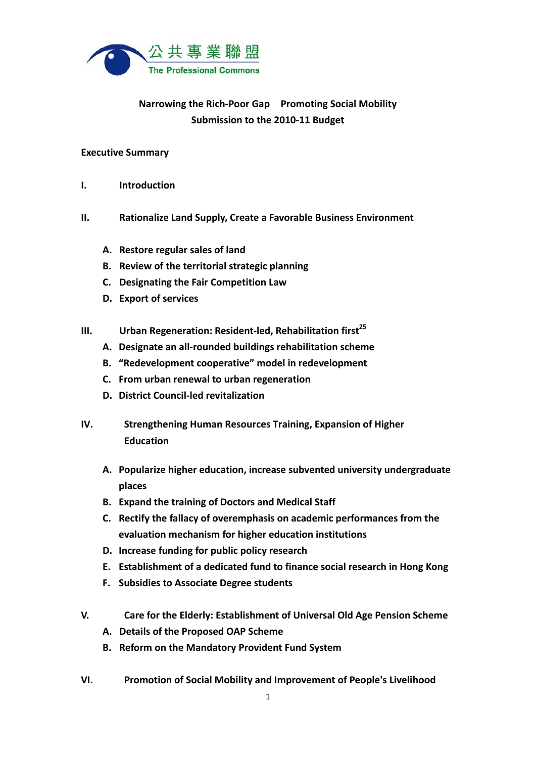公共專業聯盟
The Professional Commons

# Narrowing the Rich-Poor Gap　Promoting Social Mobility
## Submission to the 2010-11 Budget

**Executive Summary**

**I. Introduction**

**II. Rationalize Land Supply, Create a Favorable Business Environment**

- **A. Restore regular sales of land**
- **B. Review of the territorial strategic planning**
- **C. Designating the Fair Competition Law**
- **D. Export of services**

**III. Urban Regeneration: Resident-led, Rehabilitation first[25]**

- **A. Designate an all-rounded buildings rehabilitation scheme**
- **B. "Redevelopment cooperative" model in redevelopment**
- **C. From urban renewal to urban regeneration**
- **D. District Council-led revitalization**

**IV. Strengthening Human Resources Training, Expansion of Higher Education**

- **A. Popularize higher education, increase subvented university undergraduate places**
- **B. Expand the training of Doctors and Medical Staff**
- **C. Rectify the fallacy of overemphasis on academic performances from the evaluation mechanism for higher education institutions**
- **D. Increase funding for public policy research**
- **E. Establishment of a dedicated fund to finance social research in Hong Kong**
- **F. Subsidies to Associate Degree students**

**V. Care for the Elderly: Establishment of Universal Old Age Pension Scheme**

- **A. Details of the Proposed OAP Scheme**
- **B. Reform on the Mandatory Provident Fund System**

**VI. Promotion of Social Mobility and Improvement of People's Livelihood**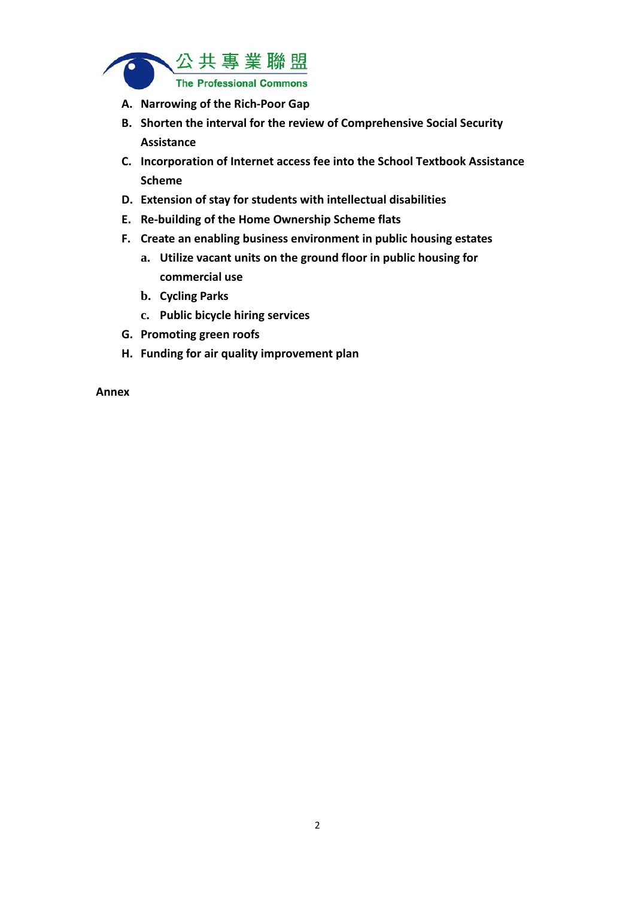A. **Narrowing of the Rich-Poor Gap**
B. **Shorten the interval for the review of Comprehensive Social Security Assistance**
C. **Incorporation of Internet access fee into the School Textbook Assistance Scheme**
D. **Extension of stay for students with intellectual disabilities**
E. **Re-building of the Home Ownership Scheme flats**
F. **Create an enabling business environment in public housing estates**
   a. **Utilize vacant units on the ground floor in public housing for commercial use**
   b. **Cycling Parks**
   c. **Public bicycle hiring services**
G. **Promoting green roofs**
H. **Funding for air quality improvement plan**

**Annex**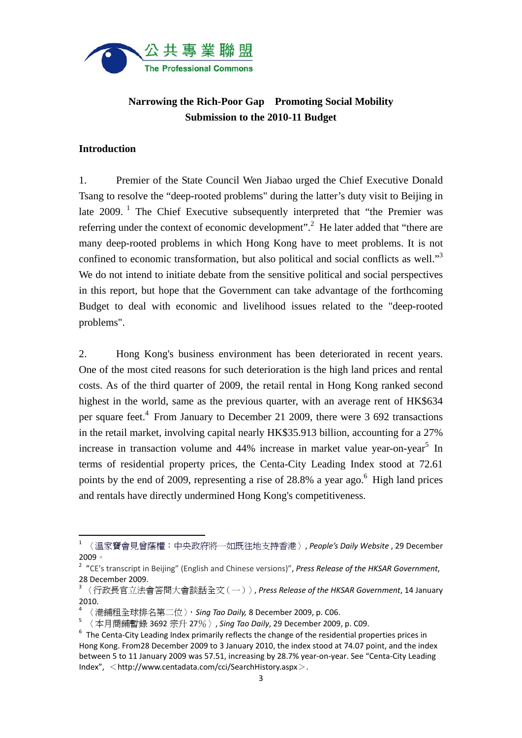公共專業聯盟
The Professional Commons

**Narrowing the Rich-Poor Gap　Promoting Social Mobility**
**Submission to the 2010-11 Budget**

## Introduction

1. Premier of the State Council Wen Jiabao urged the Chief Executive Donald Tsang to resolve the "deep-rooted problems" during the latter's duty visit to Beijing in late 2009.[1] The Chief Executive subsequently interpreted that "the Premier was referring under the context of economic development".[2] He later added that "there are many deep-rooted problems in which Hong Kong have to meet problems. It is not confined to economic transformation, but also political and social conflicts as well."[3] We do not intend to initiate debate from the sensitive political and social perspectives in this report, but hope that the Government can take advantage of the forthcoming Budget to deal with economic and livelihood issues related to the "deep-rooted problems".

2. Hong Kong's business environment has been deteriorated in recent years. One of the most cited reasons for such deterioration is the high land prices and rental costs. As of the third quarter of 2009, the retail rental in Hong Kong ranked second highest in the world, same as the previous quarter, with an average rent of HK$634 per square feet.[4] From January to December 21 2009, there were 3 692 transactions in the retail market, involving capital nearly HK$35.913 billion, accounting for a 27% increase in transaction volume and 44% increase in market value year-on-year[5] In terms of residential property prices, the Centa-City Leading Index stood at 72.61 points by the end of 2009, representing a rise of 28.8% a year ago.[6] High land prices and rentals have directly undermined Hong Kong's competitiveness.

---

[1] 〈溫家寶會見曾蔭權：中央政府將一如既往地支持香港〉, *People's Daily Website*, 29 December 2009。

[2] "CE's transcript in Beijing" (English and Chinese versions)", *Press Release of the HKSAR Government*, 28 December 2009.

[3] 〈行政長官立法會答問大會談話全文（一）〉, *Press Release of the HKSAR Government*, 14 January 2010.

[4] 〈港鋪租全球排名第二位〉, *Sing Tao Daily,* 8 December 2009, p. C06.

[5] 〈本月商鋪暫錄 3692 宗升 27%〉, *Sing Tao Daily*, 29 December 2009, p. C09.

[6] The Centa-City Leading Index primarily reflects the change of the residential properties prices in Hong Kong. From28 December 2009 to 3 January 2010, the index stood at 74.07 point, and the index between 5 to 11 January 2009 was 57.51, increasing by 28.7% year-on-year. See "Centa-City Leading Index", ＜http://www.centadata.com/cci/SearchHistory.aspx＞.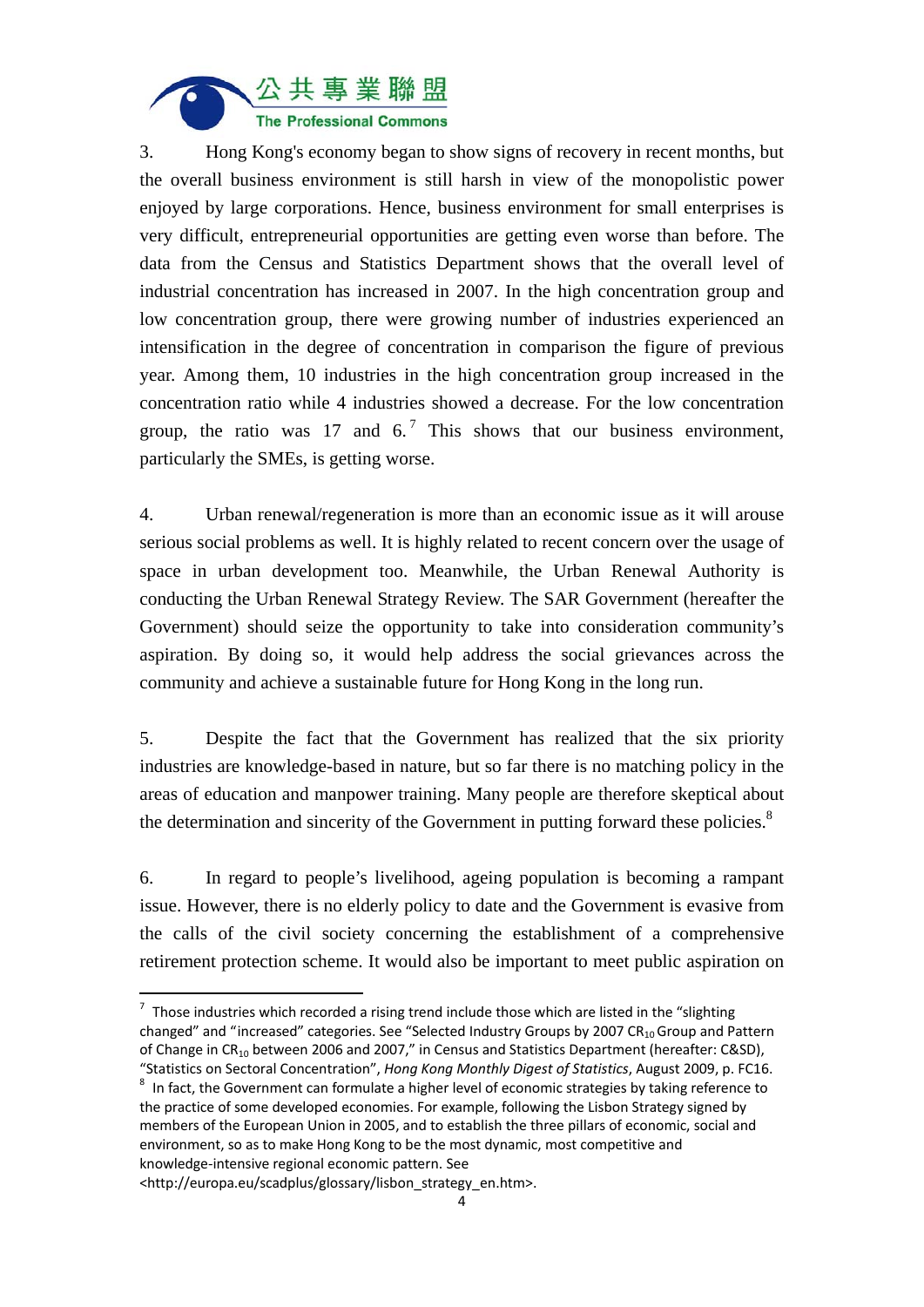3. Hong Kong's economy began to show signs of recovery in recent months, but the overall business environment is still harsh in view of the monopolistic power enjoyed by large corporations. Hence, business environment for small enterprises is very difficult, entrepreneurial opportunities are getting even worse than before. The data from the Census and Statistics Department shows that the overall level of industrial concentration has increased in 2007. In the high concentration group and low concentration group, there were growing number of industries experienced an intensification in the degree of concentration in comparison the figure of previous year. Among them, 10 industries in the high concentration group increased in the concentration ratio while 4 industries showed a decrease. For the low concentration group, the ratio was 17 and 6.[7] This shows that our business environment, particularly the SMEs, is getting worse.

4. Urban renewal/regeneration is more than an economic issue as it will arouse serious social problems as well. It is highly related to recent concern over the usage of space in urban development too. Meanwhile, the Urban Renewal Authority is conducting the Urban Renewal Strategy Review. The SAR Government (hereafter the Government) should seize the opportunity to take into consideration community's aspiration. By doing so, it would help address the social grievances across the community and achieve a sustainable future for Hong Kong in the long run.

5. Despite the fact that the Government has realized that the six priority industries are knowledge-based in nature, but so far there is no matching policy in the areas of education and manpower training. Many people are therefore skeptical about the determination and sincerity of the Government in putting forward these policies.[8]

6. In regard to people's livelihood, ageing population is becoming a rampant issue. However, there is no elderly policy to date and the Government is evasive from the calls of the civil society concerning the establishment of a comprehensive retirement protection scheme. It would also be important to meet public aspiration on

---

[7] Those industries which recorded a rising trend include those which are listed in the "slighting changed" and "increased" categories. See "Selected Industry Groups by 2007 $CR_{10}$ Group and Pattern of Change in $CR_{10}$ between 2006 and 2007," in Census and Statistics Department (hereafter: C&SD), "Statistics on Sectoral Concentration", *Hong Kong Monthly Digest of Statistics*, August 2009, p. FC16.

[8] In fact, the Government can formulate a higher level of economic strategies by taking reference to the practice of some developed economies. For example, following the Lisbon Strategy signed by members of the European Union in 2005, and to establish the three pillars of economic, social and environment, so as to make Hong Kong to be the most dynamic, most competitive and knowledge-intensive regional economic pattern. See <http://europa.eu/scadplus/glossary/lisbon_strategy_en.htm>.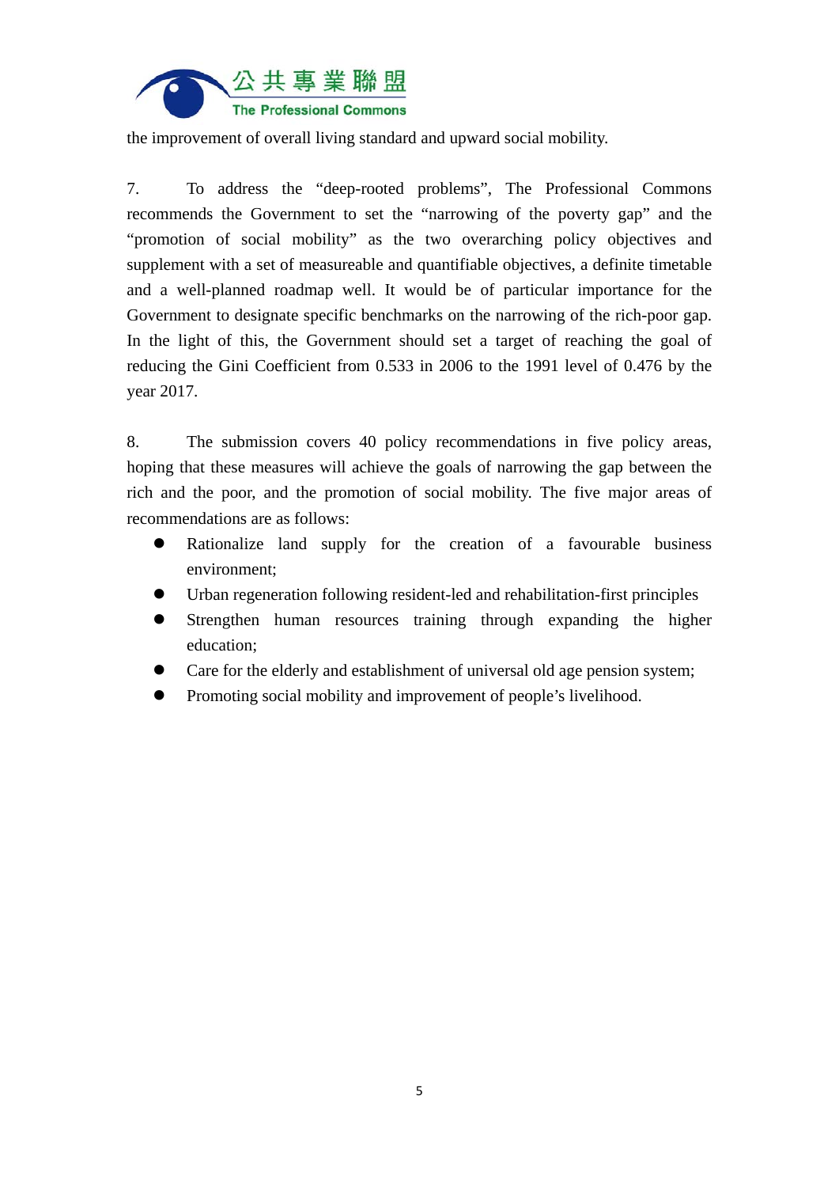the improvement of overall living standard and upward social mobility.

7. To address the "deep-rooted problems", The Professional Commons recommends the Government to set the "narrowing of the poverty gap" and the "promotion of social mobility" as the two overarching policy objectives and supplement with a set of measureable and quantifiable objectives, a definite timetable and a well-planned roadmap well. It would be of particular importance for the Government to designate specific benchmarks on the narrowing of the rich-poor gap. In the light of this, the Government should set a target of reaching the goal of reducing the Gini Coefficient from 0.533 in 2006 to the 1991 level of 0.476 by the year 2017.

8. The submission covers 40 policy recommendations in five policy areas, hoping that these measures will achieve the goals of narrowing the gap between the rich and the poor, and the promotion of social mobility. The five major areas of recommendations are as follows:

- Rationalize land supply for the creation of a favourable business environment;
- Urban regeneration following resident-led and rehabilitation-first principles
- Strengthen human resources training through expanding the higher education;
- Care for the elderly and establishment of universal old age pension system;
- Promoting social mobility and improvement of people's livelihood.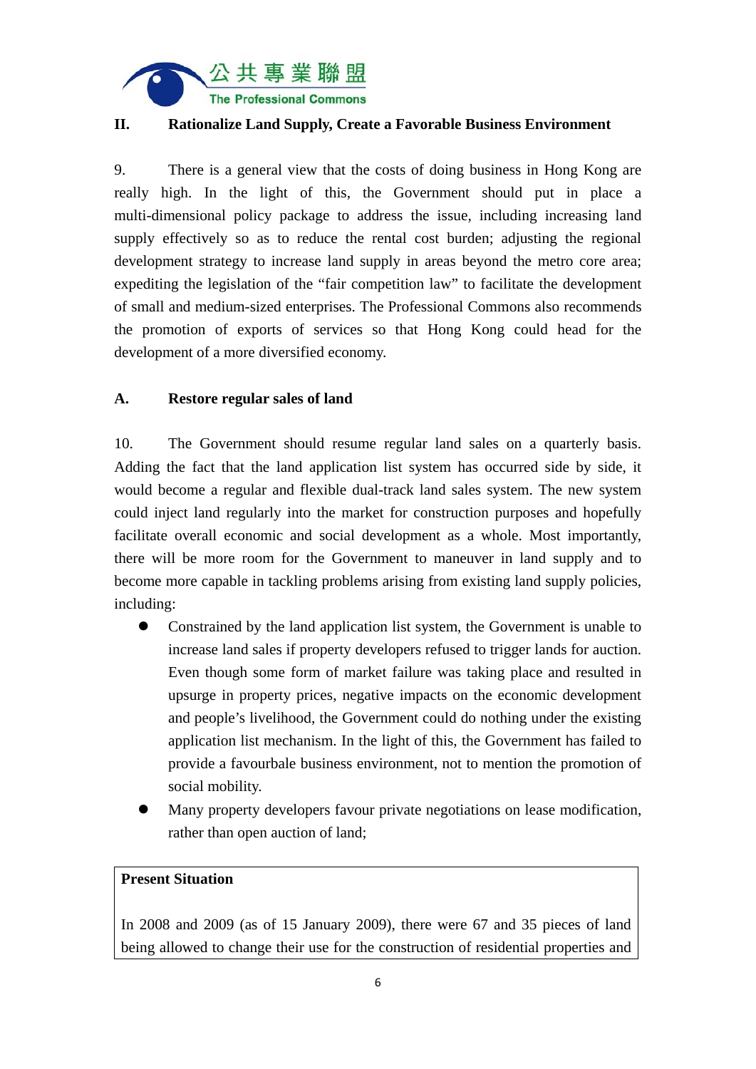## II. Rationalize Land Supply, Create a Favorable Business Environment

9. There is a general view that the costs of doing business in Hong Kong are really high. In the light of this, the Government should put in place a multi-dimensional policy package to address the issue, including increasing land supply effectively so as to reduce the rental cost burden; adjusting the regional development strategy to increase land supply in areas beyond the metro core area; expediting the legislation of the "fair competition law" to facilitate the development of small and medium-sized enterprises. The Professional Commons also recommends the promotion of exports of services so that Hong Kong could head for the development of a more diversified economy.

### A. Restore regular sales of land

10. The Government should resume regular land sales on a quarterly basis. Adding the fact that the land application list system has occurred side by side, it would become a regular and flexible dual-track land sales system. The new system could inject land regularly into the market for construction purposes and hopefully facilitate overall economic and social development as a whole. Most importantly, there will be more room for the Government to maneuver in land supply and to become more capable in tackling problems arising from existing land supply policies, including:

- Constrained by the land application list system, the Government is unable to increase land sales if property developers refused to trigger lands for auction. Even though some form of market failure was taking place and resulted in upsurge in property prices, negative impacts on the economic development and people's livelihood, the Government could do nothing under the existing application list mechanism. In the light of this, the Government has failed to provide a favourbale business environment, not to mention the promotion of social mobility.
- Many property developers favour private negotiations on lease modification, rather than open auction of land;

**Present Situation**

In 2008 and 2009 (as of 15 January 2009), there were 67 and 35 pieces of land being allowed to change their use for the construction of residential properties and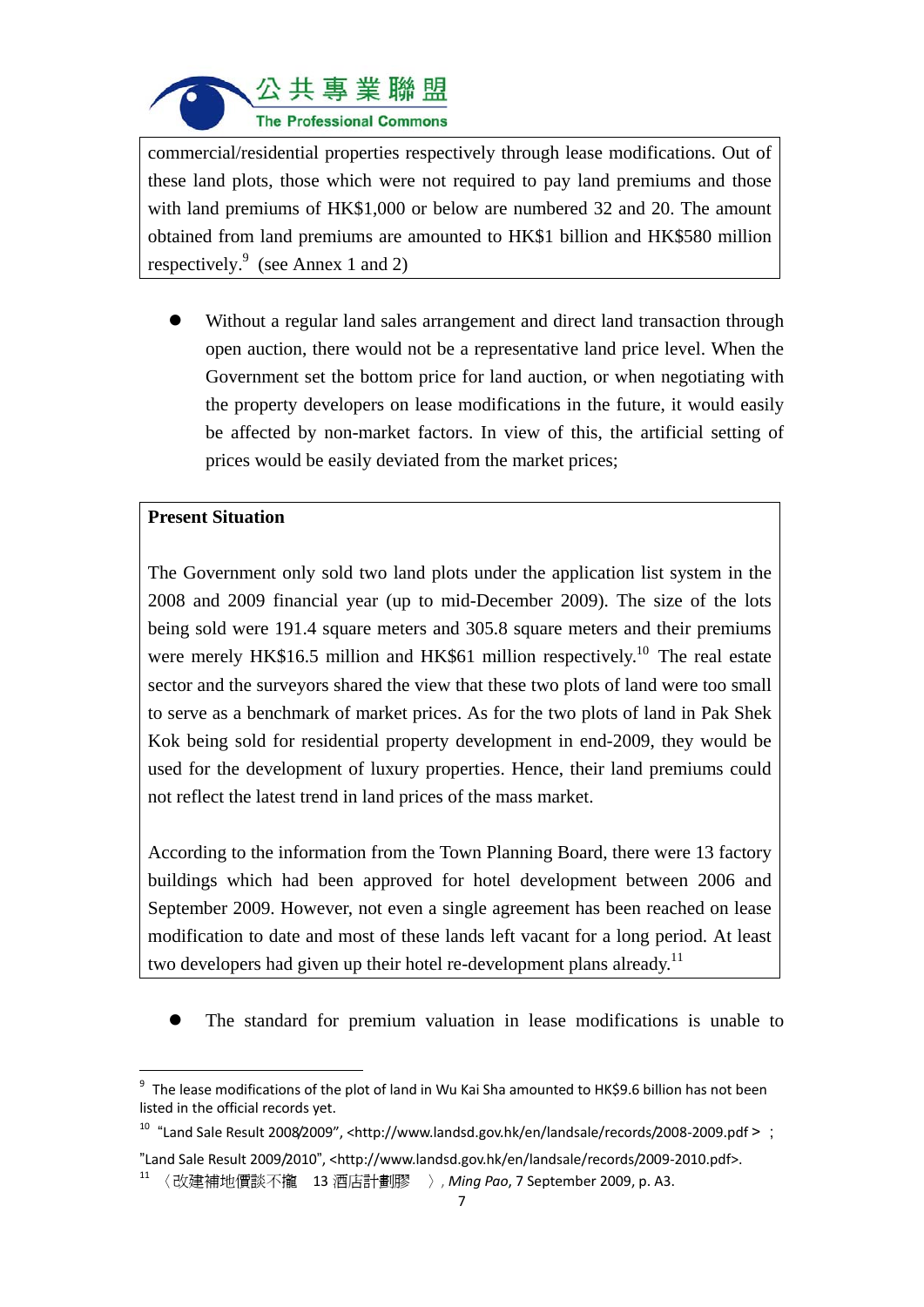commercial/residential properties respectively through lease modifications. Out of these land plots, those which were not required to pay land premiums and those with land premiums of HK$1,000 or below are numbered 32 and 20. The amount obtained from land premiums are amounted to HK$1 billion and HK$580 million respectively.[9] (see Annex 1 and 2)

- Without a regular land sales arrangement and direct land transaction through open auction, there would not be a representative land price level. When the Government set the bottom price for land auction, or when negotiating with the property developers on lease modifications in the future, it would easily be affected by non-market factors. In view of this, the artificial setting of prices would be easily deviated from the market prices;

**Present Situation**

The Government only sold two land plots under the application list system in the 2008 and 2009 financial year (up to mid-December 2009). The size of the lots being sold were 191.4 square meters and 305.8 square meters and their premiums were merely HK$16.5 million and HK$61 million respectively.[10] The real estate sector and the surveyors shared the view that these two plots of land were too small to serve as a benchmark of market prices. As for the two plots of land in Pak Shek Kok being sold for residential property development in end-2009, they would be used for the development of luxury properties. Hence, their land premiums could not reflect the latest trend in land prices of the mass market.

According to the information from the Town Planning Board, there were 13 factory buildings which had been approved for hotel development between 2006 and September 2009. However, not even a single agreement has been reached on lease modification to date and most of these lands left vacant for a long period. At least two developers had given up their hotel re-development plans already.[11]

- The standard for premium valuation in lease modifications is unable to

---

[9] The lease modifications of the plot of land in Wu Kai Sha amounted to HK$9.6 billion has not been listed in the official records yet.

[10] "Land Sale Result 2008/2009", <http://www.landsd.gov.hk/en/landsale/records/2008-2009.pdf> ; "Land Sale Result 2009/2010", <http://www.landsd.gov.hk/en/landsale/records/2009-2010.pdf>.

[11] 〈改建補地價談不攏　13 酒店計劃膠　〉, *Ming Pao*, 7 September 2009, p. A3.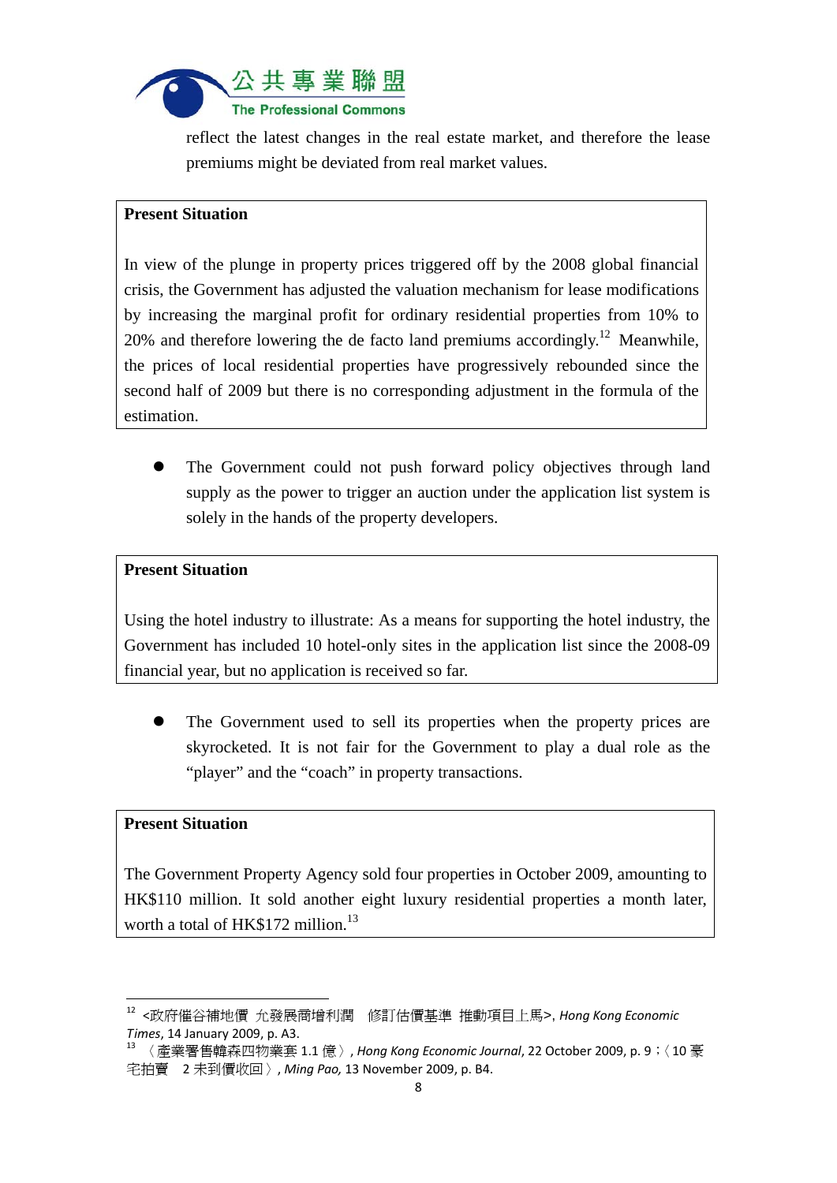reflect the latest changes in the real estate market, and therefore the lease premiums might be deviated from real market values.

**Present Situation**

In view of the plunge in property prices triggered off by the 2008 global financial crisis, the Government has adjusted the valuation mechanism for lease modifications by increasing the marginal profit for ordinary residential properties from 10% to 20% and therefore lowering the de facto land premiums accordingly.[12] Meanwhile, the prices of local residential properties have progressively rebounded since the second half of 2009 but there is no corresponding adjustment in the formula of the estimation.

- The Government could not push forward policy objectives through land supply as the power to trigger an auction under the application list system is solely in the hands of the property developers.

**Present Situation**

Using the hotel industry to illustrate: As a means for supporting the hotel industry, the Government has included 10 hotel-only sites in the application list since the 2008-09 financial year, but no application is received so far.

- The Government used to sell its properties when the property prices are skyrocketed. It is not fair for the Government to play a dual role as the "player" and the "coach" in property transactions.

**Present Situation**

The Government Property Agency sold four properties in October 2009, amounting to HK$110 million. It sold another eight luxury residential properties a month later, worth a total of HK$172 million.[13]

---

[12] <政府催谷補地價 允發展商增利潤 修訂估價基準 推動項目上馬>, *Hong Kong Economic Times*, 14 January 2009, p. A3.

[13] 〈產業署售韓森四物業套 1.1 億〉, *Hong Kong Economic Journal*, 22 October 2009, p. 9；〈10 豪宅拍賣 2 未到價收回〉, *Ming Pao,* 13 November 2009, p. B4.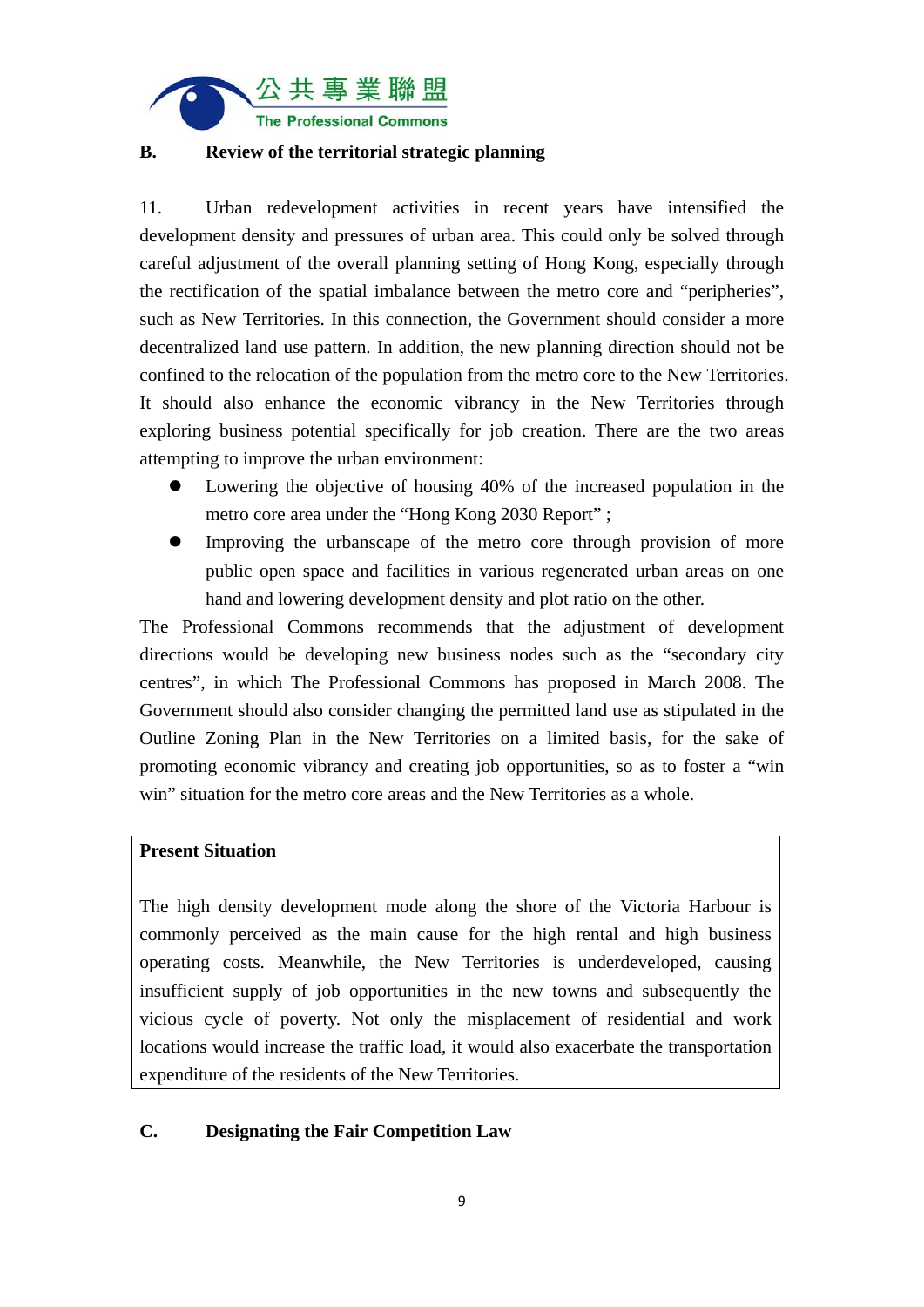## B. Review of the territorial strategic planning

11. Urban redevelopment activities in recent years have intensified the development density and pressures of urban area. This could only be solved through careful adjustment of the overall planning setting of Hong Kong, especially through the rectification of the spatial imbalance between the metro core and "peripheries", such as New Territories. In this connection, the Government should consider a more decentralized land use pattern. In addition, the new planning direction should not be confined to the relocation of the population from the metro core to the New Territories. It should also enhance the economic vibrancy in the New Territories through exploring business potential specifically for job creation. There are the two areas attempting to improve the urban environment:

- Lowering the objective of housing 40% of the increased population in the metro core area under the "Hong Kong 2030 Report" ;
- Improving the urbanscape of the metro core through provision of more public open space and facilities in various regenerated urban areas on one hand and lowering development density and plot ratio on the other.

The Professional Commons recommends that the adjustment of development directions would be developing new business nodes such as the "secondary city centres", in which The Professional Commons has proposed in March 2008. The Government should also consider changing the permitted land use as stipulated in the Outline Zoning Plan in the New Territories on a limited basis, for the sake of promoting economic vibrancy and creating job opportunities, so as to foster a "win win" situation for the metro core areas and the New Territories as a whole.

| **Present Situation**<br><br>The high density development mode along the shore of the Victoria Harbour is commonly perceived as the main cause for the high rental and high business operating costs. Meanwhile, the New Territories is underdeveloped, causing insufficient supply of job opportunities in the new towns and subsequently the vicious cycle of poverty. Not only the misplacement of residential and work locations would increase the traffic load, it would also exacerbate the transportation expenditure of the residents of the New Territories. |
|---|

## C. Designating the Fair Competition Law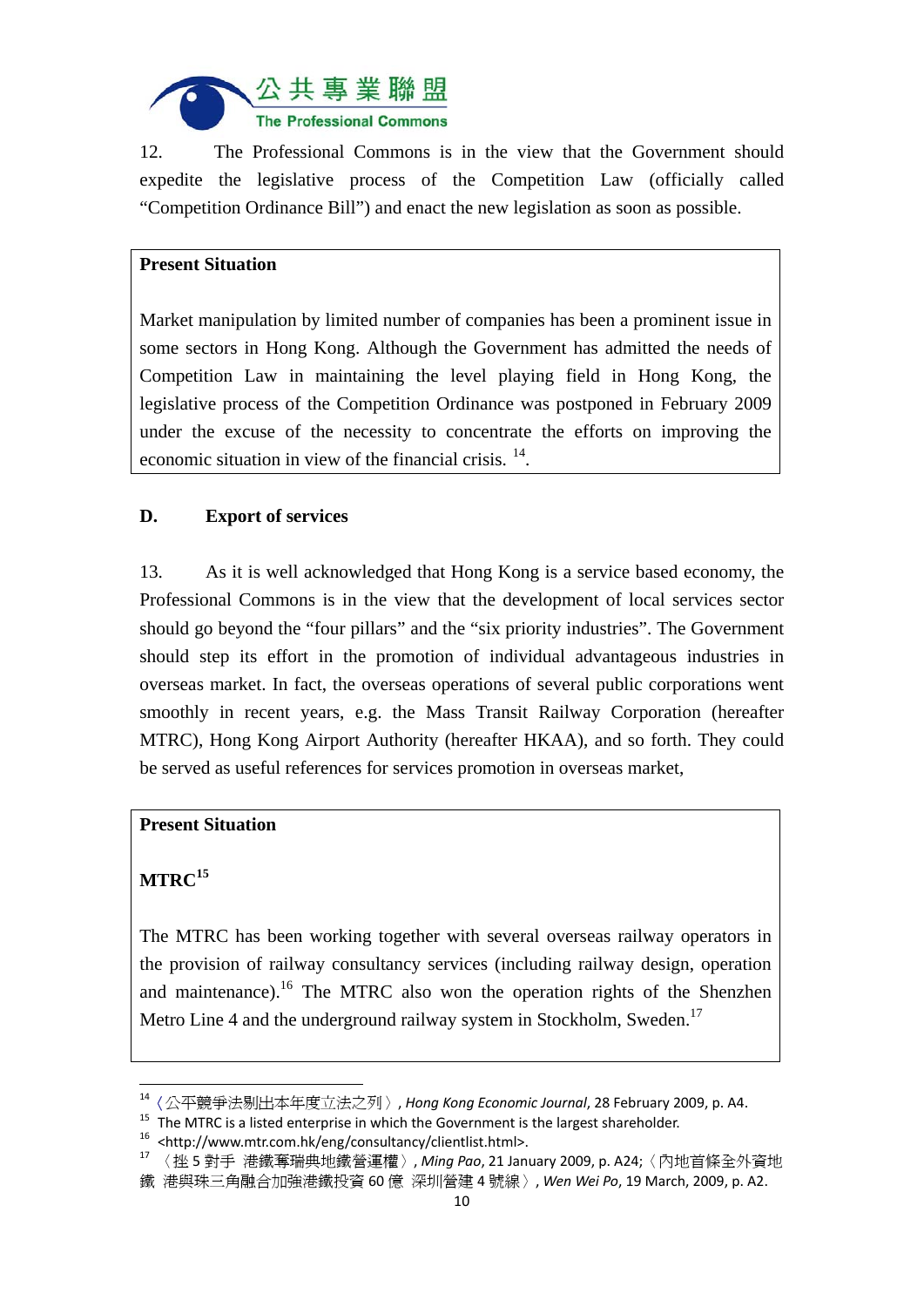12. The Professional Commons is in the view that the Government should expedite the legislative process of the Competition Law (officially called "Competition Ordinance Bill") and enact the new legislation as soon as possible.

| **Present Situation** |
|---|
| Market manipulation by limited number of companies has been a prominent issue in some sectors in Hong Kong. Although the Government has admitted the needs of Competition Law in maintaining the level playing field in Hong Kong, the legislative process of the Competition Ordinance was postponed in February 2009 under the excuse of the necessity to concentrate the efforts on improving the economic situation in view of the financial crisis. [14]. |

## D. Export of services

13. As it is well acknowledged that Hong Kong is a service based economy, the Professional Commons is in the view that the development of local services sector should go beyond the "four pillars" and the "six priority industries". The Government should step its effort in the promotion of individual advantageous industries in overseas market. In fact, the overseas operations of several public corporations went smoothly in recent years, e.g. the Mass Transit Railway Corporation (hereafter MTRC), Hong Kong Airport Authority (hereafter HKAA), and so forth. They could be served as useful references for services promotion in overseas market,

| **Present Situation** |
|---|
| **MTRC**[15] |
| The MTRC has been working together with several overseas railway operators in the provision of railway consultancy services (including railway design, operation and maintenance).[16] The MTRC also won the operation rights of the Shenzhen Metro Line 4 and the underground railway system in Stockholm, Sweden.[17] |

---

[14] 〈公平競爭法剔出本年度立法之列〉, *Hong Kong Economic Journal*, 28 February 2009, p. A4.

[15] The MTRC is a listed enterprise in which the Government is the largest shareholder.

[16] <http://www.mtr.com.hk/eng/consultancy/clientlist.html>.

[17] 〈挫 5 對手 港鐵奪瑞典地鐵營運權〉, *Ming Pao*, 21 January 2009, p. A24; 〈內地首條全外資地鐵 港與珠三角融合加強港鐵投資 60 億 深圳營建 4 號線〉, *Wen Wei Po*, 19 March, 2009, p. A2.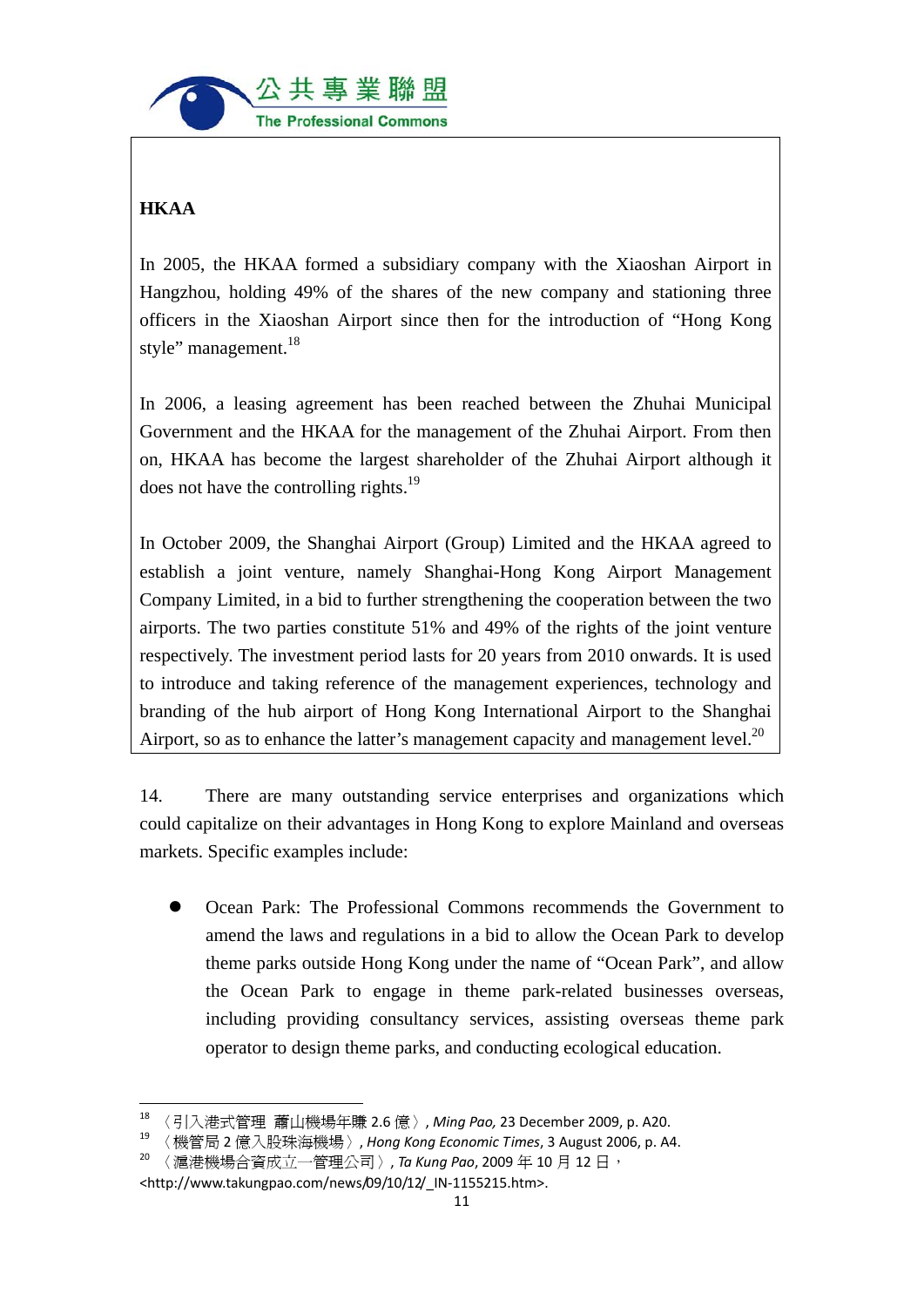**HKAA**

In 2005, the HKAA formed a subsidiary company with the Xiaoshan Airport in Hangzhou, holding 49% of the shares of the new company and stationing three officers in the Xiaoshan Airport since then for the introduction of "Hong Kong style" management.[18]

In 2006, a leasing agreement has been reached between the Zhuhai Municipal Government and the HKAA for the management of the Zhuhai Airport. From then on, HKAA has become the largest shareholder of the Zhuhai Airport although it does not have the controlling rights.[19]

In October 2009, the Shanghai Airport (Group) Limited and the HKAA agreed to establish a joint venture, namely Shanghai-Hong Kong Airport Management Company Limited, in a bid to further strengthening the cooperation between the two airports. The two parties constitute 51% and 49% of the rights of the joint venture respectively. The investment period lasts for 20 years from 2010 onwards. It is used to introduce and taking reference of the management experiences, technology and branding of the hub airport of Hong Kong International Airport to the Shanghai Airport, so as to enhance the latter's management capacity and management level.[20]

14. There are many outstanding service enterprises and organizations which could capitalize on their advantages in Hong Kong to explore Mainland and overseas markets. Specific examples include:

- Ocean Park: The Professional Commons recommends the Government to amend the laws and regulations in a bid to allow the Ocean Park to develop theme parks outside Hong Kong under the name of "Ocean Park", and allow the Ocean Park to engage in theme park-related businesses overseas, including providing consultancy services, assisting overseas theme park operator to design theme parks, and conducting ecological education.

---

[18] 〈引入港式管理 蕭山機場年賺 2.6 億〉, *Ming Pao,* 23 December 2009, p. A20.

[19] 〈機管局 2 億入股珠海機場〉, *Hong Kong Economic Times*, 3 August 2006, p. A4.

[20] 〈滬港機場合資成立一管理公司〉, *Ta Kung Pao*, 2009 年 10 月 12 日, <http://www.takungpao.com/news/09/10/12/_IN-1155215.htm>.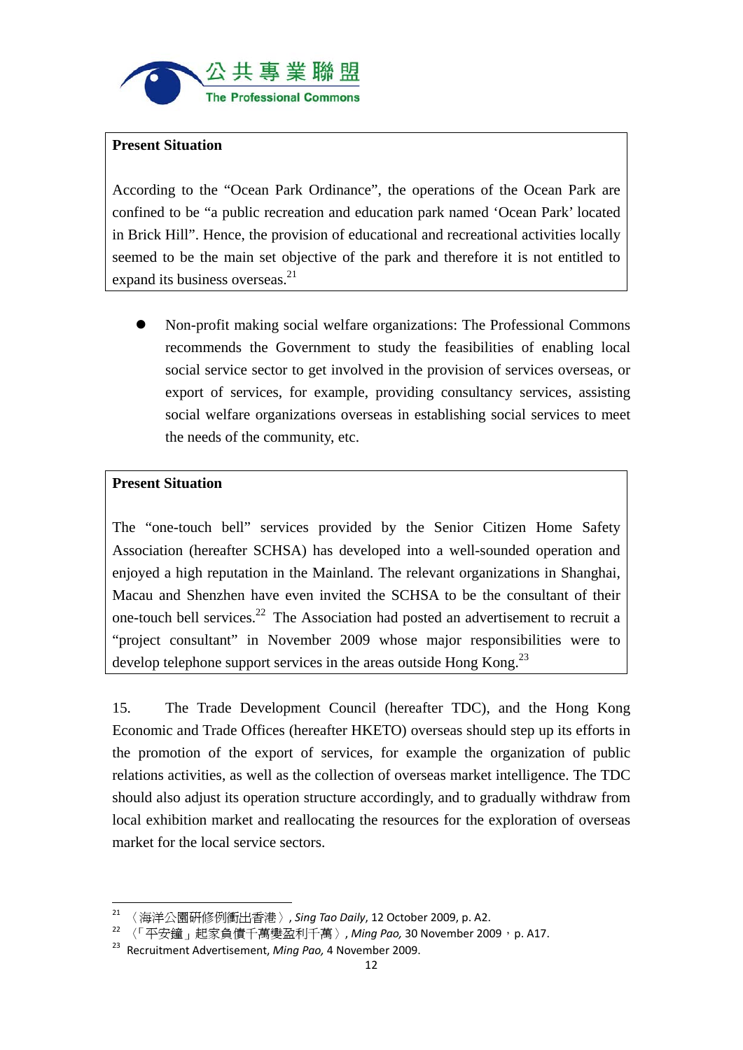**Present Situation**

According to the "Ocean Park Ordinance", the operations of the Ocean Park are confined to be "a public recreation and education park named 'Ocean Park' located in Brick Hill". Hence, the provision of educational and recreational activities locally seemed to be the main set objective of the park and therefore it is not entitled to expand its business overseas.[21]

- Non-profit making social welfare organizations: The Professional Commons recommends the Government to study the feasibilities of enabling local social service sector to get involved in the provision of services overseas, or export of services, for example, providing consultancy services, assisting social welfare organizations overseas in establishing social services to meet the needs of the community, etc.

**Present Situation**

The "one-touch bell" services provided by the Senior Citizen Home Safety Association (hereafter SCHSA) has developed into a well-sounded operation and enjoyed a high reputation in the Mainland. The relevant organizations in Shanghai, Macau and Shenzhen have even invited the SCHSA to be the consultant of their one-touch bell services.[22] The Association had posted an advertisement to recruit a "project consultant" in November 2009 whose major responsibilities were to develop telephone support services in the areas outside Hong Kong.[23]

15. The Trade Development Council (hereafter TDC), and the Hong Kong Economic and Trade Offices (hereafter HKETO) overseas should step up its efforts in the promotion of the export of services, for example the organization of public relations activities, as well as the collection of overseas market intelligence. The TDC should also adjust its operation structure accordingly, and to gradually withdraw from local exhibition market and reallocating the resources for the exploration of overseas market for the local service sectors.

---

[21] 〈海洋公園研修例衝出香港〉, *Sing Tao Daily*, 12 October 2009, p. A2.

[22] 〈「平安鐘」起家負債千萬變盈利千萬〉, *Ming Pao,* 30 November 2009，p. A17.

[23] Recruitment Advertisement, *Ming Pao,* 4 November 2009.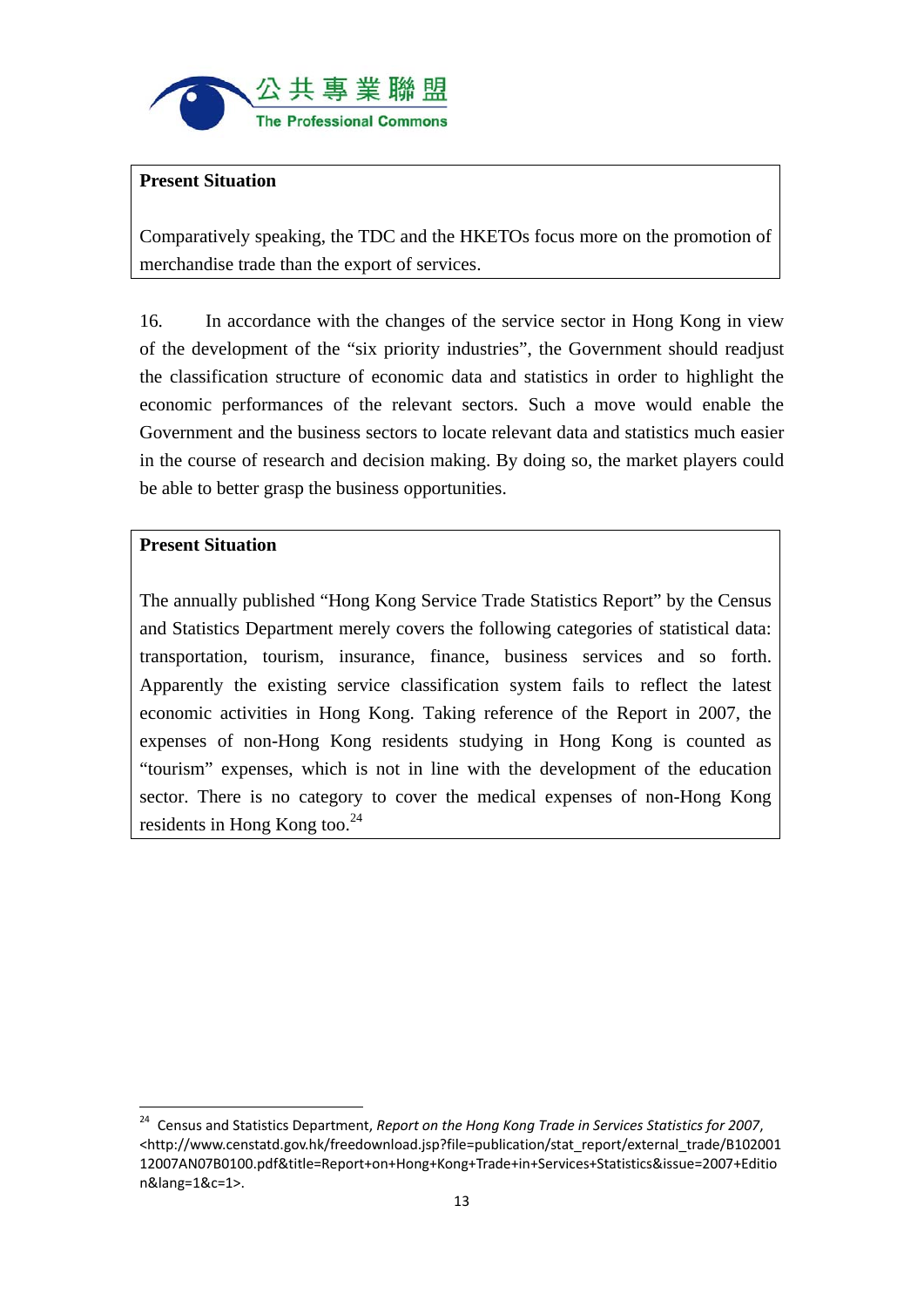**Present Situation**

Comparatively speaking, the TDC and the HKETOs focus more on the promotion of merchandise trade than the export of services.

16. In accordance with the changes of the service sector in Hong Kong in view of the development of the "six priority industries", the Government should readjust the classification structure of economic data and statistics in order to highlight the economic performances of the relevant sectors. Such a move would enable the Government and the business sectors to locate relevant data and statistics much easier in the course of research and decision making. By doing so, the market players could be able to better grasp the business opportunities.

**Present Situation**

The annually published "Hong Kong Service Trade Statistics Report" by the Census and Statistics Department merely covers the following categories of statistical data: transportation, tourism, insurance, finance, business services and so forth. Apparently the existing service classification system fails to reflect the latest economic activities in Hong Kong. Taking reference of the Report in 2007, the expenses of non-Hong Kong residents studying in Hong Kong is counted as "tourism" expenses, which is not in line with the development of the education sector. There is no category to cover the medical expenses of non-Hong Kong residents in Hong Kong too.[24]

---

[24] Census and Statistics Department, *Report on the Hong Kong Trade in Services Statistics for 2007*, <http://www.censtatd.gov.hk/freedownload.jsp?file=publication/stat_report/external_trade/B10200112007AN07B0100.pdf&title=Report+on+Hong+Kong+Trade+in+Services+Statistics&issue=2007+Edition&lang=1&c=1>.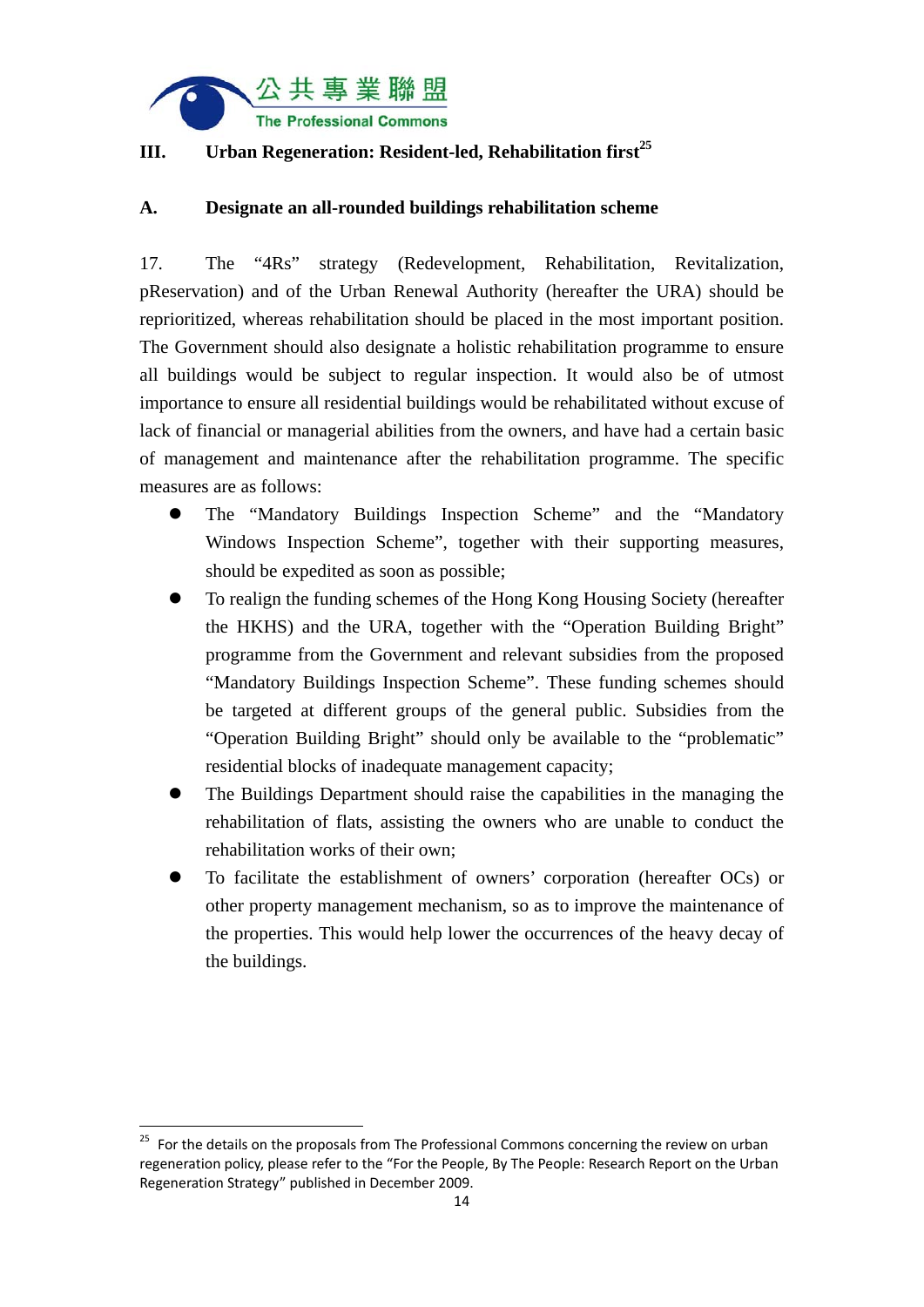## III. Urban Regeneration: Resident-led, Rehabilitation first[25]

### A. Designate an all-rounded buildings rehabilitation scheme

17. The "4Rs" strategy (Redevelopment, Rehabilitation, Revitalization, pReservation) and of the Urban Renewal Authority (hereafter the URA) should be reprioritized, whereas rehabilitation should be placed in the most important position. The Government should also designate a holistic rehabilitation programme to ensure all buildings would be subject to regular inspection. It would also be of utmost importance to ensure all residential buildings would be rehabilitated without excuse of lack of financial or managerial abilities from the owners, and have had a certain basic of management and maintenance after the rehabilitation programme. The specific measures are as follows:

- The "Mandatory Buildings Inspection Scheme" and the "Mandatory Windows Inspection Scheme", together with their supporting measures, should be expedited as soon as possible;
- To realign the funding schemes of the Hong Kong Housing Society (hereafter the HKHS) and the URA, together with the "Operation Building Bright" programme from the Government and relevant subsidies from the proposed "Mandatory Buildings Inspection Scheme". These funding schemes should be targeted at different groups of the general public. Subsidies from the "Operation Building Bright" should only be available to the "problematic" residential blocks of inadequate management capacity;
- The Buildings Department should raise the capabilities in the managing the rehabilitation of flats, assisting the owners who are unable to conduct the rehabilitation works of their own;
- To facilitate the establishment of owners' corporation (hereafter OCs) or other property management mechanism, so as to improve the maintenance of the properties. This would help lower the occurrences of the heavy decay of the buildings.

---

[25] For the details on the proposals from The Professional Commons concerning the review on urban regeneration policy, please refer to the "For the People, By The People: Research Report on the Urban Regeneration Strategy" published in December 2009.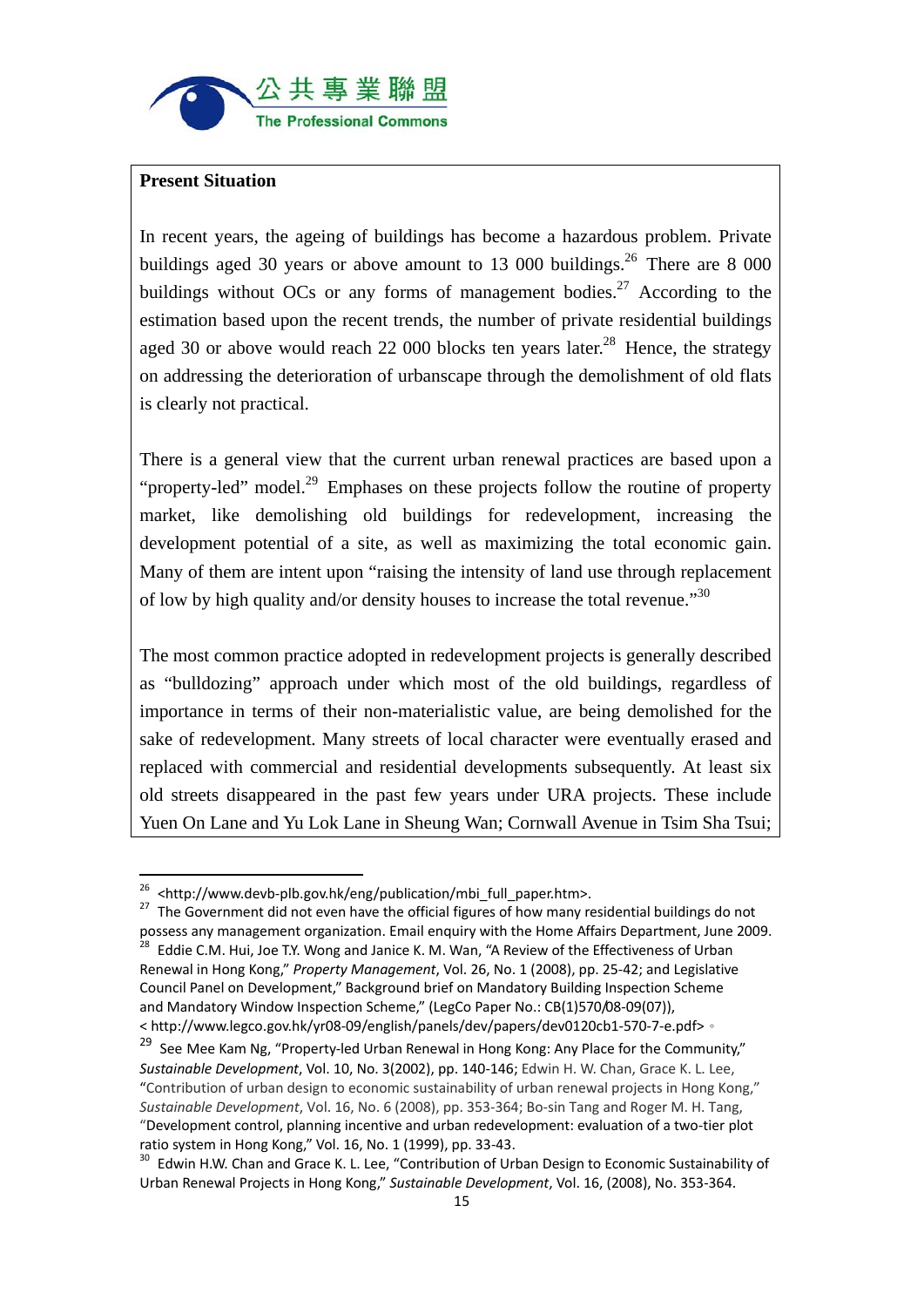**Present Situation**

In recent years, the ageing of buildings has become a hazardous problem. Private buildings aged 30 years or above amount to 13 000 buildings.[26] There are 8 000 buildings without OCs or any forms of management bodies.[27] According to the estimation based upon the recent trends, the number of private residential buildings aged 30 or above would reach 22 000 blocks ten years later.[28] Hence, the strategy on addressing the deterioration of urbanscape through the demolishment of old flats is clearly not practical.

There is a general view that the current urban renewal practices are based upon a "property-led" model.[29] Emphases on these projects follow the routine of property market, like demolishing old buildings for redevelopment, increasing the development potential of a site, as well as maximizing the total economic gain. Many of them are intent upon "raising the intensity of land use through replacement of low by high quality and/or density houses to increase the total revenue."[30]

The most common practice adopted in redevelopment projects is generally described as "bulldozing" approach under which most of the old buildings, regardless of importance in terms of their non-materialistic value, are being demolished for the sake of redevelopment. Many streets of local character were eventually erased and replaced with commercial and residential developments subsequently. At least six old streets disappeared in the past few years under URA projects. These include Yuen On Lane and Yu Lok Lane in Sheung Wan; Cornwall Avenue in Tsim Sha Tsui;

---

[26] <http://www.devb-plb.gov.hk/eng/publication/mbi_full_paper.htm>.

[27] The Government did not even have the official figures of how many residential buildings do not possess any management organization. Email enquiry with the Home Affairs Department, June 2009.

[28] Eddie C.M. Hui, Joe T.Y. Wong and Janice K. M. Wan, "A Review of the Effectiveness of Urban Renewal in Hong Kong," *Property Management*, Vol. 26, No. 1 (2008), pp. 25-42; and Legislative Council Panel on Development," Background brief on Mandatory Building Inspection Scheme and Mandatory Window Inspection Scheme," (LegCo Paper No.: CB(1)570/08-09(07)), < http://www.legco.gov.hk/yr08-09/english/panels/dev/papers/dev0120cb1-570-7-e.pdf>。

[29] See Mee Kam Ng, "Property-led Urban Renewal in Hong Kong: Any Place for the Community," *Sustainable Development*, Vol. 10, No. 3(2002), pp. 140-146; Edwin H. W. Chan, Grace K. L. Lee, "Contribution of urban design to economic sustainability of urban renewal projects in Hong Kong," *Sustainable Development*, Vol. 16, No. 6 (2008), pp. 353-364; Bo-sin Tang and Roger M. H. Tang, "Development control, planning incentive and urban redevelopment: evaluation of a two-tier plot ratio system in Hong Kong," Vol. 16, No. 1 (1999), pp. 33-43.

[30] Edwin H.W. Chan and Grace K. L. Lee, "Contribution of Urban Design to Economic Sustainability of Urban Renewal Projects in Hong Kong," *Sustainable Development*, Vol. 16, (2008), No. 353-364.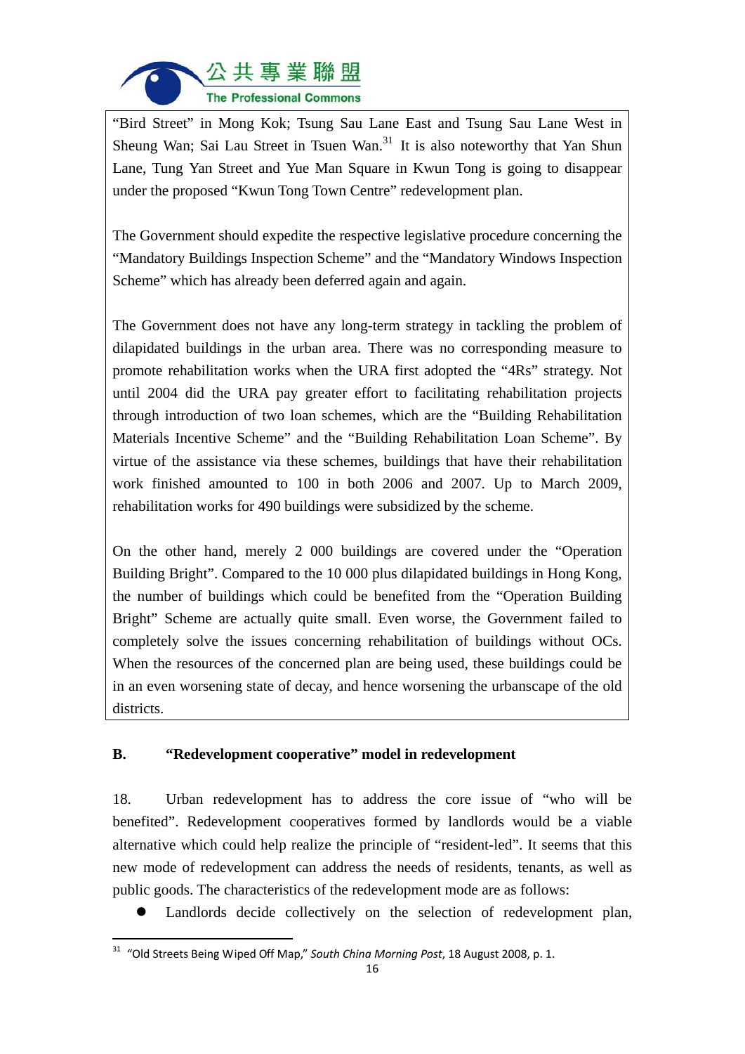"Bird Street" in Mong Kok; Tsung Sau Lane East and Tsung Sau Lane West in Sheung Wan; Sai Lau Street in Tsuen Wan.[31] It is also noteworthy that Yan Shun Lane, Tung Yan Street and Yue Man Square in Kwun Tong is going to disappear under the proposed "Kwun Tong Town Centre" redevelopment plan.

The Government should expedite the respective legislative procedure concerning the "Mandatory Buildings Inspection Scheme" and the "Mandatory Windows Inspection Scheme" which has already been deferred again and again.

The Government does not have any long-term strategy in tackling the problem of dilapidated buildings in the urban area. There was no corresponding measure to promote rehabilitation works when the URA first adopted the "4Rs" strategy. Not until 2004 did the URA pay greater effort to facilitating rehabilitation projects through introduction of two loan schemes, which are the "Building Rehabilitation Materials Incentive Scheme" and the "Building Rehabilitation Loan Scheme". By virtue of the assistance via these schemes, buildings that have their rehabilitation work finished amounted to 100 in both 2006 and 2007. Up to March 2009, rehabilitation works for 490 buildings were subsidized by the scheme.

On the other hand, merely 2 000 buildings are covered under the "Operation Building Bright". Compared to the 10 000 plus dilapidated buildings in Hong Kong, the number of buildings which could be benefited from the "Operation Building Bright" Scheme are actually quite small. Even worse, the Government failed to completely solve the issues concerning rehabilitation of buildings without OCs. When the resources of the concerned plan are being used, these buildings could be in an even worsening state of decay, and hence worsening the urbanscape of the old districts.

## B. "Redevelopment cooperative" model in redevelopment

18. Urban redevelopment has to address the core issue of "who will be benefited". Redevelopment cooperatives formed by landlords would be a viable alternative which could help realize the principle of "resident-led". It seems that this new mode of redevelopment can address the needs of residents, tenants, as well as public goods. The characteristics of the redevelopment mode are as follows:

- Landlords decide collectively on the selection of redevelopment plan,

[31] "Old Streets Being Wiped Off Map," *South China Morning Post*, 18 August 2008, p. 1.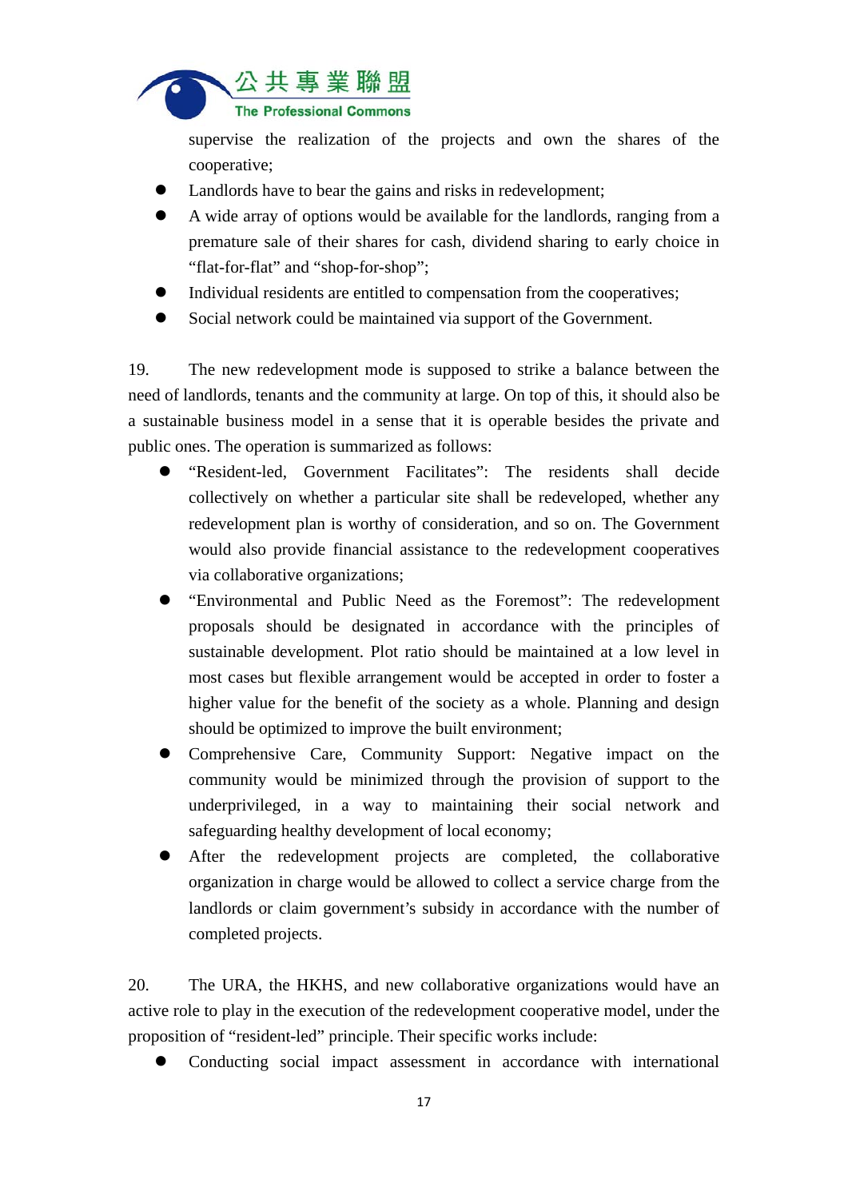supervise the realization of the projects and own the shares of the cooperative;

- Landlords have to bear the gains and risks in redevelopment;
- A wide array of options would be available for the landlords, ranging from a premature sale of their shares for cash, dividend sharing to early choice in "flat-for-flat" and "shop-for-shop";
- Individual residents are entitled to compensation from the cooperatives;
- Social network could be maintained via support of the Government.

19. The new redevelopment mode is supposed to strike a balance between the need of landlords, tenants and the community at large. On top of this, it should also be a sustainable business model in a sense that it is operable besides the private and public ones. The operation is summarized as follows:

- "Resident-led, Government Facilitates": The residents shall decide collectively on whether a particular site shall be redeveloped, whether any redevelopment plan is worthy of consideration, and so on. The Government would also provide financial assistance to the redevelopment cooperatives via collaborative organizations;
- "Environmental and Public Need as the Foremost": The redevelopment proposals should be designated in accordance with the principles of sustainable development. Plot ratio should be maintained at a low level in most cases but flexible arrangement would be accepted in order to foster a higher value for the benefit of the society as a whole. Planning and design should be optimized to improve the built environment;
- Comprehensive Care, Community Support: Negative impact on the community would be minimized through the provision of support to the underprivileged, in a way to maintaining their social network and safeguarding healthy development of local economy;
- After the redevelopment projects are completed, the collaborative organization in charge would be allowed to collect a service charge from the landlords or claim government's subsidy in accordance with the number of completed projects.

20. The URA, the HKHS, and new collaborative organizations would have an active role to play in the execution of the redevelopment cooperative model, under the proposition of "resident-led" principle. Their specific works include:

- Conducting social impact assessment in accordance with international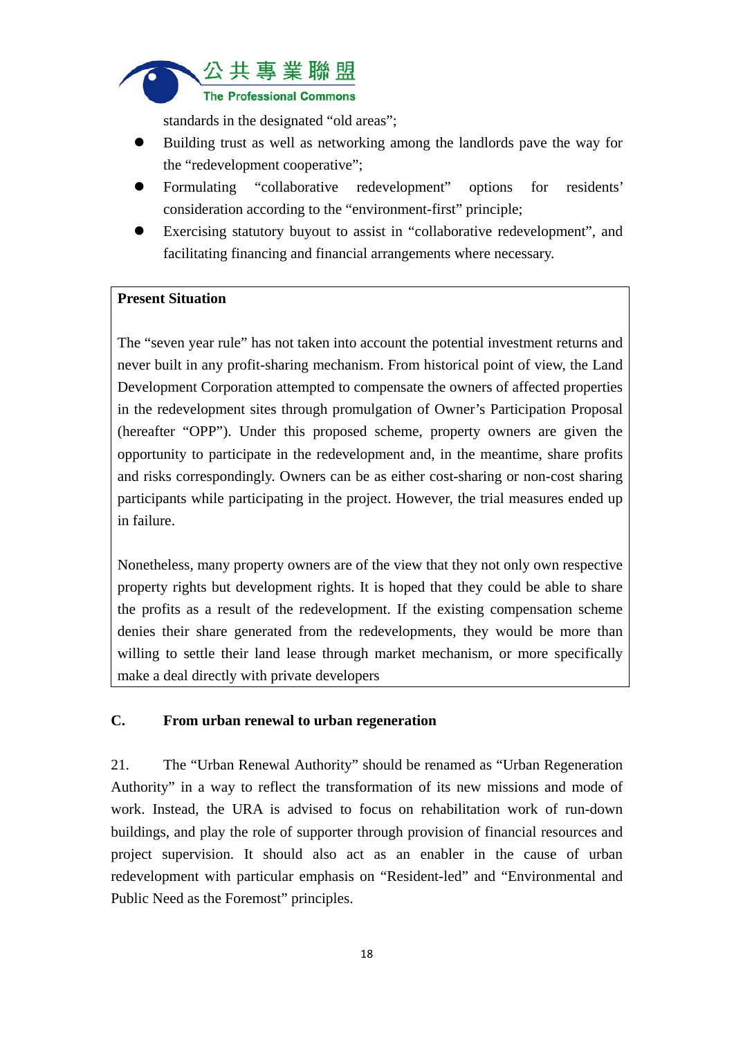standards in the designated "old areas";

- Building trust as well as networking among the landlords pave the way for the "redevelopment cooperative";
- Formulating "collaborative redevelopment" options for residents' consideration according to the "environment-first" principle;
- Exercising statutory buyout to assist in "collaborative redevelopment", and facilitating financing and financial arrangements where necessary.

**Present Situation**

The "seven year rule" has not taken into account the potential investment returns and never built in any profit-sharing mechanism. From historical point of view, the Land Development Corporation attempted to compensate the owners of affected properties in the redevelopment sites through promulgation of Owner's Participation Proposal (hereafter "OPP"). Under this proposed scheme, property owners are given the opportunity to participate in the redevelopment and, in the meantime, share profits and risks correspondingly. Owners can be as either cost-sharing or non-cost sharing participants while participating in the project. However, the trial measures ended up in failure.

Nonetheless, many property owners are of the view that they not only own respective property rights but development rights. It is hoped that they could be able to share the profits as a result of the redevelopment. If the existing compensation scheme denies their share generated from the redevelopments, they would be more than willing to settle their land lease through market mechanism, or more specifically make a deal directly with private developers

## C. From urban renewal to urban regeneration

21. The "Urban Renewal Authority" should be renamed as "Urban Regeneration Authority" in a way to reflect the transformation of its new missions and mode of work. Instead, the URA is advised to focus on rehabilitation work of run-down buildings, and play the role of supporter through provision of financial resources and project supervision. It should also act as an enabler in the cause of urban redevelopment with particular emphasis on "Resident-led" and "Environmental and Public Need as the Foremost" principles.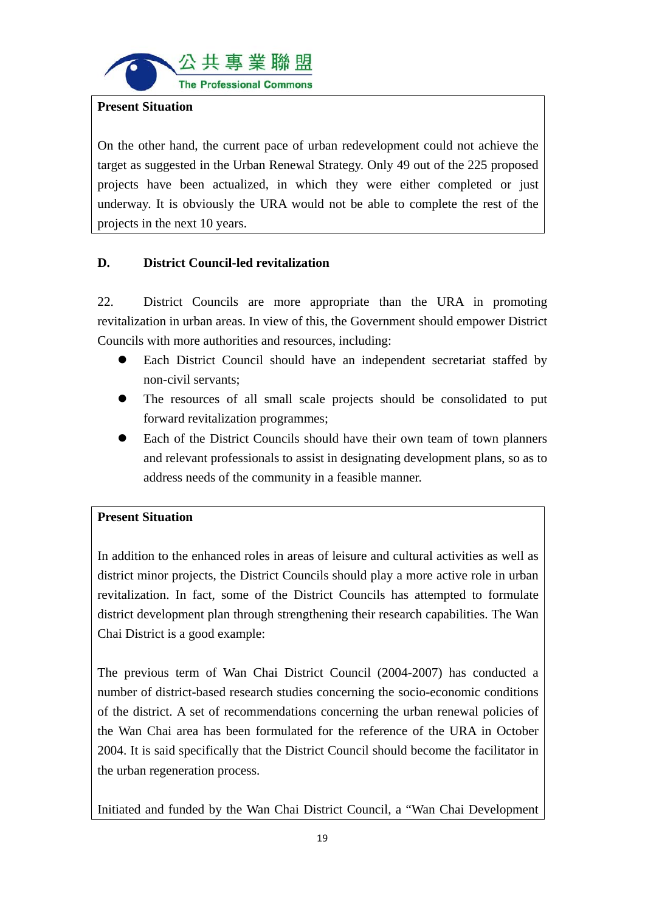**Present Situation**

On the other hand, the current pace of urban redevelopment could not achieve the target as suggested in the Urban Renewal Strategy. Only 49 out of the 225 proposed projects have been actualized, in which they were either completed or just underway. It is obviously the URA would not be able to complete the rest of the projects in the next 10 years.

## D. District Council-led revitalization

22. District Councils are more appropriate than the URA in promoting revitalization in urban areas. In view of this, the Government should empower District Councils with more authorities and resources, including:

- Each District Council should have an independent secretariat staffed by non-civil servants;
- The resources of all small scale projects should be consolidated to put forward revitalization programmes;
- Each of the District Councils should have their own team of town planners and relevant professionals to assist in designating development plans, so as to address needs of the community in a feasible manner.

**Present Situation**

In addition to the enhanced roles in areas of leisure and cultural activities as well as district minor projects, the District Councils should play a more active role in urban revitalization. In fact, some of the District Councils has attempted to formulate district development plan through strengthening their research capabilities. The Wan Chai District is a good example:

The previous term of Wan Chai District Council (2004-2007) has conducted a number of district-based research studies concerning the socio-economic conditions of the district. A set of recommendations concerning the urban renewal policies of the Wan Chai area has been formulated for the reference of the URA in October 2004. It is said specifically that the District Council should become the facilitator in the urban regeneration process.

Initiated and funded by the Wan Chai District Council, a "Wan Chai Development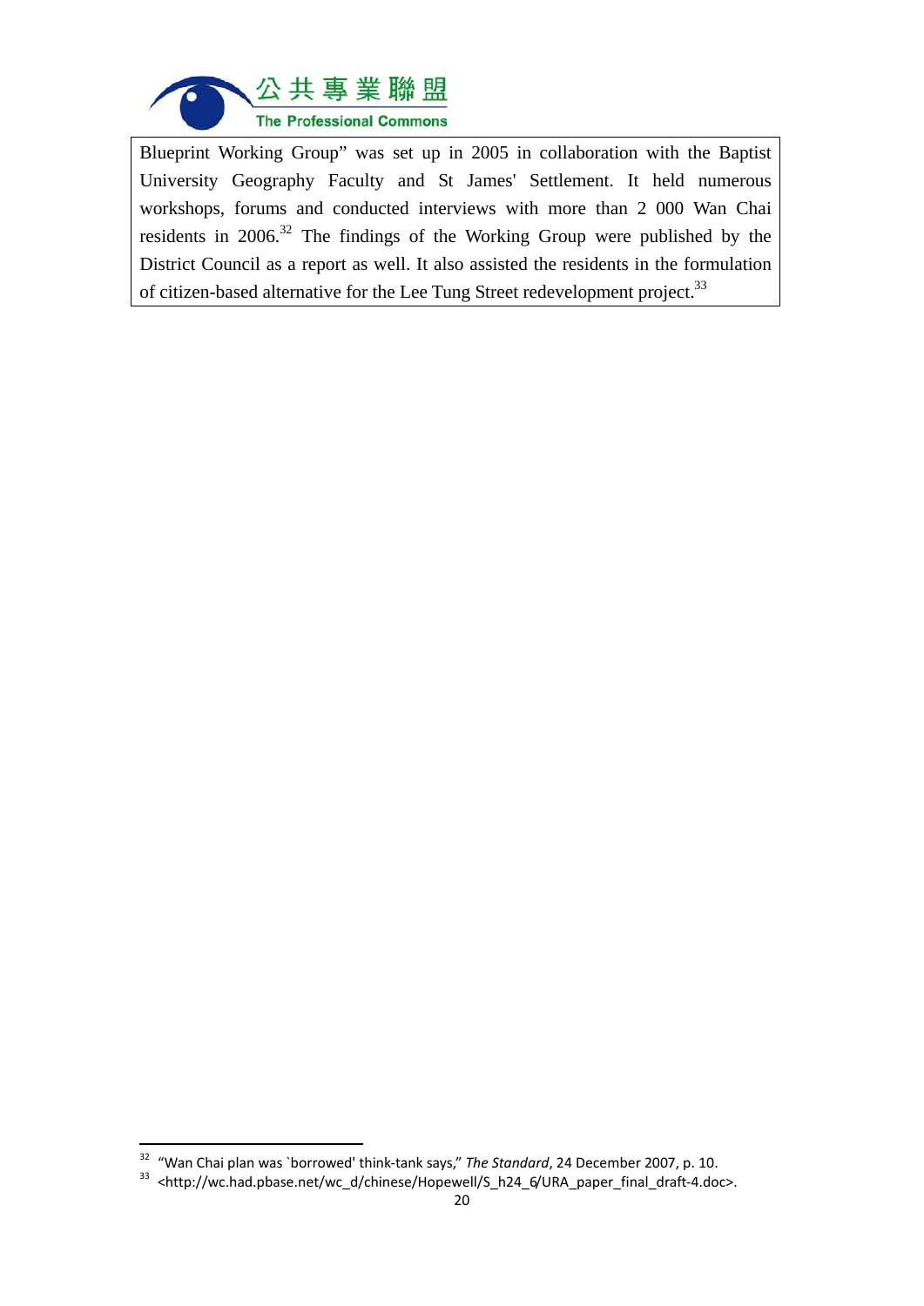Blueprint Working Group" was set up in 2005 in collaboration with the Baptist University Geography Faculty and St James' Settlement. It held numerous workshops, forums and conducted interviews with more than 2 000 Wan Chai residents in 2006.[32] The findings of the Working Group were published by the District Council as a report as well. It also assisted the residents in the formulation of citizen-based alternative for the Lee Tung Street redevelopment project.[33]

---

[32] "Wan Chai plan was `borrowed' think-tank says," *The Standard*, 24 December 2007, p. 10.

[33] <http://wc.had.pbase.net/wc_d/chinese/Hopewell/S_h24_6/URA_paper_final_draft-4.doc>.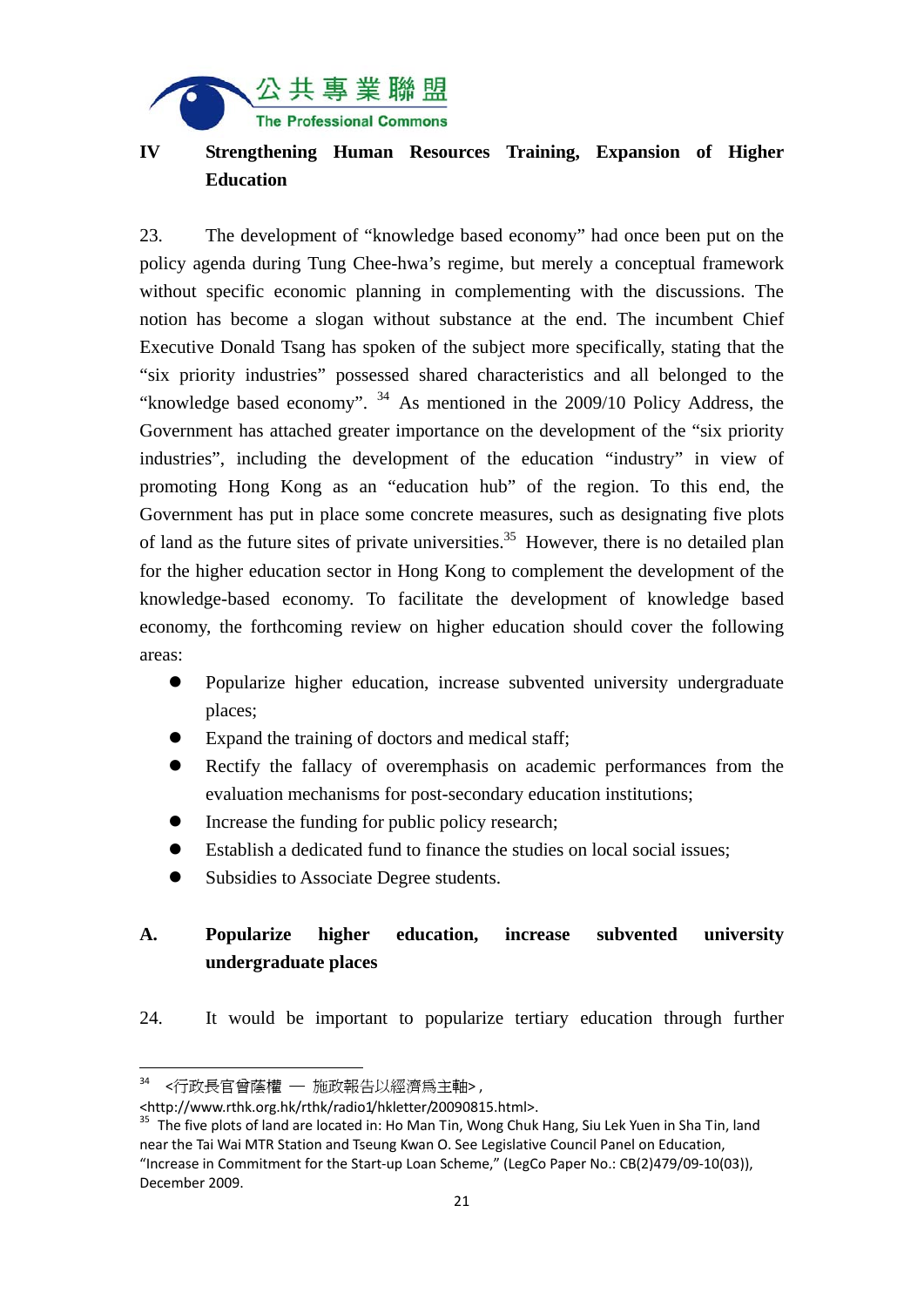## IV Strengthening Human Resources Training, Expansion of Higher Education

23. The development of "knowledge based economy" had once been put on the policy agenda during Tung Chee-hwa's regime, but merely a conceptual framework without specific economic planning in complementing with the discussions. The notion has become a slogan without substance at the end. The incumbent Chief Executive Donald Tsang has spoken of the subject more specifically, stating that the "six priority industries" possessed shared characteristics and all belonged to the "knowledge based economy". [34] As mentioned in the 2009/10 Policy Address, the Government has attached greater importance on the development of the "six priority industries", including the development of the education "industry" in view of promoting Hong Kong as an "education hub" of the region. To this end, the Government has put in place some concrete measures, such as designating five plots of land as the future sites of private universities.[35] However, there is no detailed plan for the higher education sector in Hong Kong to complement the development of the knowledge-based economy. To facilitate the development of knowledge based economy, the forthcoming review on higher education should cover the following areas:

- Popularize higher education, increase subvented university undergraduate places;
- Expand the training of doctors and medical staff;
- Rectify the fallacy of overemphasis on academic performances from the evaluation mechanisms for post-secondary education institutions;
- Increase the funding for public policy research;
- Establish a dedicated fund to finance the studies on local social issues;
- Subsidies to Associate Degree students.

### A. Popularize higher education, increase subvented university undergraduate places

24. It would be important to popularize tertiary education through further

---

[34] <行政長官曾蔭權 — 施政報告以經濟爲主軸>, <http://www.rthk.org.hk/rthk/radio1/hkletter/20090815.html>.

[35] The five plots of land are located in: Ho Man Tin, Wong Chuk Hang, Siu Lek Yuen in Sha Tin, land near the Tai Wai MTR Station and Tseung Kwan O. See Legislative Council Panel on Education, "Increase in Commitment for the Start-up Loan Scheme," (LegCo Paper No.: CB(2)479/09-10(03)), December 2009.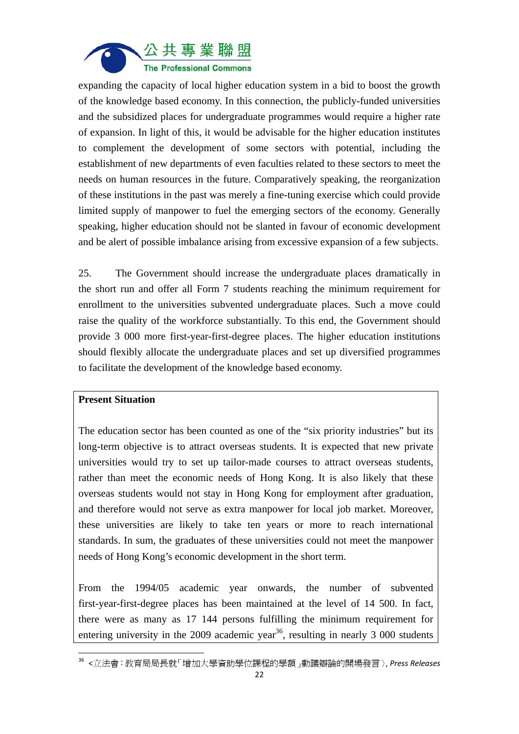expanding the capacity of local higher education system in a bid to boost the growth of the knowledge based economy. In this connection, the publicly-funded universities and the subsidized places for undergraduate programmes would require a higher rate of expansion. In light of this, it would be advisable for the higher education institutes to complement the development of some sectors with potential, including the establishment of new departments of even faculties related to these sectors to meet the needs on human resources in the future. Comparatively speaking, the reorganization of these institutions in the past was merely a fine-tuning exercise which could provide limited supply of manpower to fuel the emerging sectors of the economy. Generally speaking, higher education should not be slanted in favour of economic development and be alert of possible imbalance arising from excessive expansion of a few subjects.

25. The Government should increase the undergraduate places dramatically in the short run and offer all Form 7 students reaching the minimum requirement for enrollment to the universities subvented undergraduate places. Such a move could raise the quality of the workforce substantially. To this end, the Government should provide 3 000 more first-year-first-degree places. The higher education institutions should flexibly allocate the undergraduate places and set up diversified programmes to facilitate the development of the knowledge based economy.

**Present Situation**

The education sector has been counted as one of the "six priority industries" but its long-term objective is to attract overseas students. It is expected that new private universities would try to set up tailor-made courses to attract overseas students, rather than meet the economic needs of Hong Kong. It is also likely that these overseas students would not stay in Hong Kong for employment after graduation, and therefore would not serve as extra manpower for local job market. Moreover, these universities are likely to take ten years or more to reach international standards. In sum, the graduates of these universities could not meet the manpower needs of Hong Kong's economic development in the short term.

From the 1994/05 academic year onwards, the number of subvented first-year-first-degree places has been maintained at the level of 14 500. In fact, there were as many as 17 144 persons fulfilling the minimum requirement for entering university in the 2009 academic year[36], resulting in nearly 3 000 students

[36] <立法會：教育局局長就「增加大學資助學位課程的學額」動議辯論的開場發言〉, *Press Releases*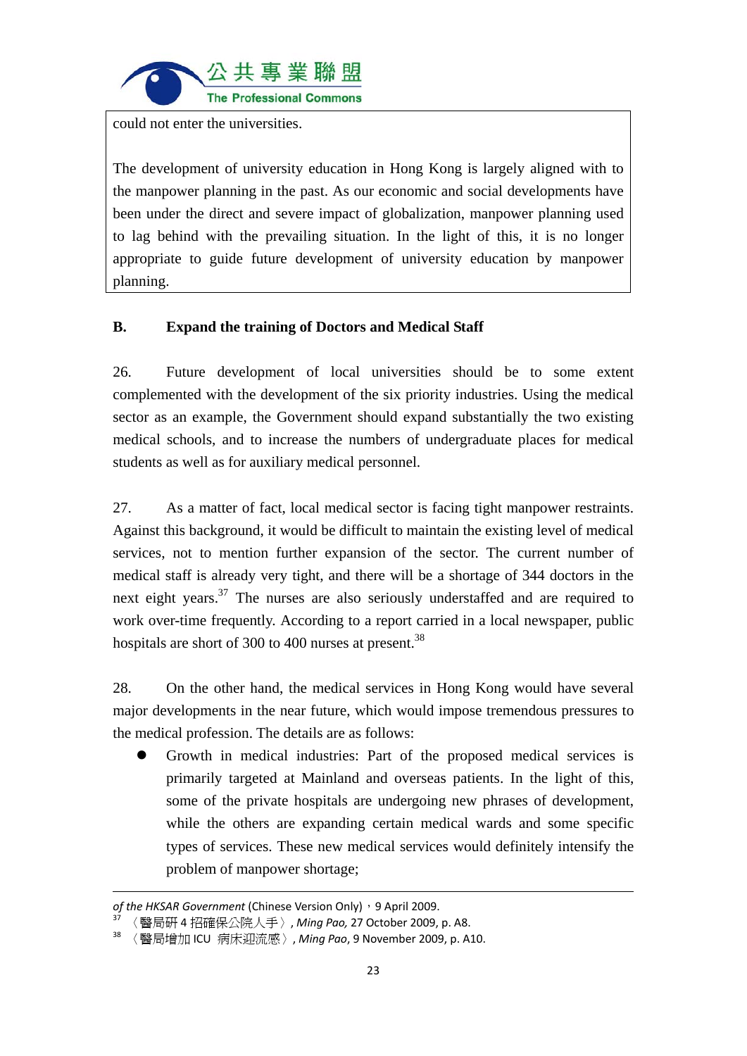could not enter the universities.

The development of university education in Hong Kong is largely aligned with to the manpower planning in the past. As our economic and social developments have been under the direct and severe impact of globalization, manpower planning used to lag behind with the prevailing situation. In the light of this, it is no longer appropriate to guide future development of university education by manpower planning.

## B. Expand the training of Doctors and Medical Staff

26. Future development of local universities should be to some extent complemented with the development of the six priority industries. Using the medical sector as an example, the Government should expand substantially the two existing medical schools, and to increase the numbers of undergraduate places for medical students as well as for auxiliary medical personnel.

27. As a matter of fact, local medical sector is facing tight manpower restraints. Against this background, it would be difficult to maintain the existing level of medical services, not to mention further expansion of the sector. The current number of medical staff is already very tight, and there will be a shortage of 344 doctors in the next eight years.[37] The nurses are also seriously understaffed and are required to work over-time frequently. According to a report carried in a local newspaper, public hospitals are short of 300 to 400 nurses at present.[38]

28. On the other hand, the medical services in Hong Kong would have several major developments in the near future, which would impose tremendous pressures to the medical profession. The details are as follows:

- Growth in medical industries: Part of the proposed medical services is primarily targeted at Mainland and overseas patients. In the light of this, some of the private hospitals are undergoing new phrases of development, while the others are expanding certain medical wards and some specific types of services. These new medical services would definitely intensify the problem of manpower shortage;

---

*of the HKSAR Government* (Chinese Version Only)，9 April 2009.

[37] 〈醫局研 4 招確保公院人手〉, *Ming Pao,* 27 October 2009, p. A8.

[38] 〈醫局增加 ICU 病床迎流感〉, *Ming Pao*, 9 November 2009, p. A10.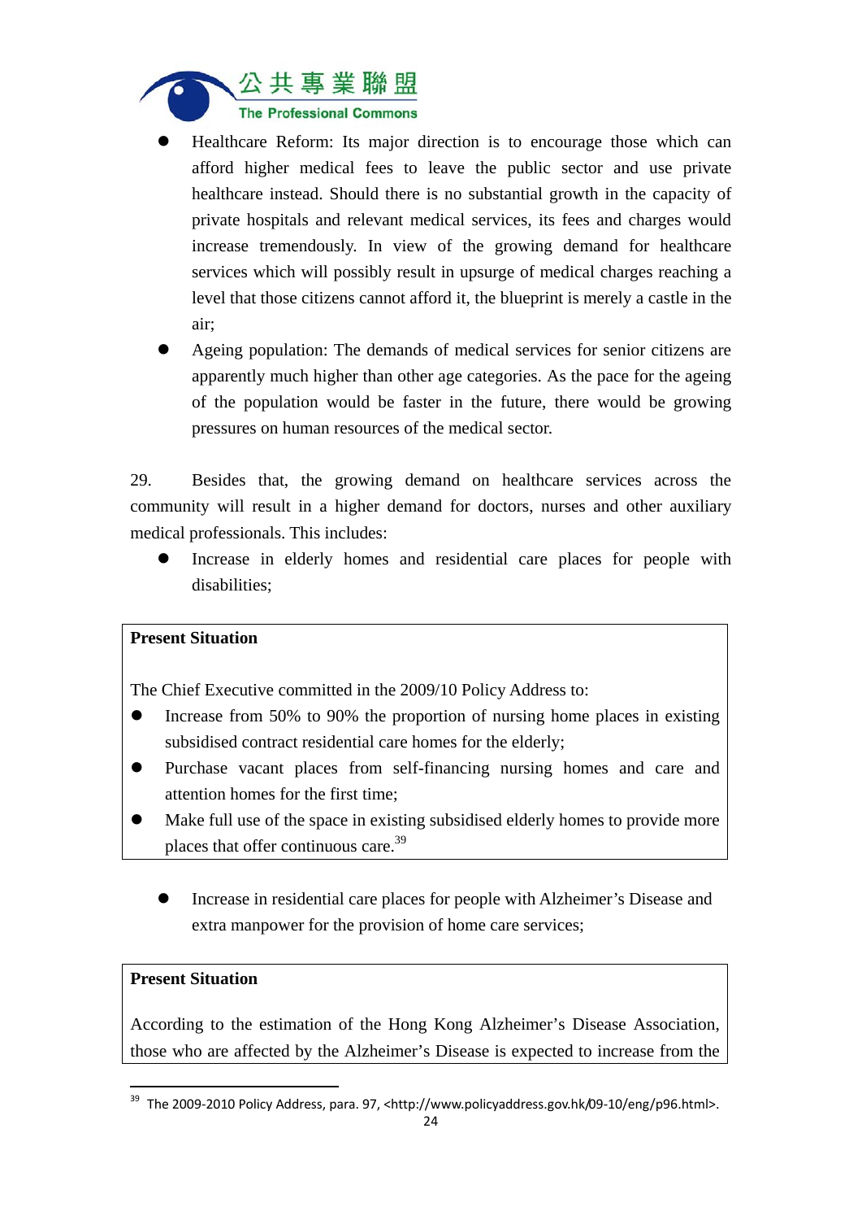- Healthcare Reform: Its major direction is to encourage those which can afford higher medical fees to leave the public sector and use private healthcare instead. Should there is no substantial growth in the capacity of private hospitals and relevant medical services, its fees and charges would increase tremendously. In view of the growing demand for healthcare services which will possibly result in upsurge of medical charges reaching a level that those citizens cannot afford it, the blueprint is merely a castle in the air;
- Ageing population: The demands of medical services for senior citizens are apparently much higher than other age categories. As the pace for the ageing of the population would be faster in the future, there would be growing pressures on human resources of the medical sector.

29. Besides that, the growing demand on healthcare services across the community will result in a higher demand for doctors, nurses and other auxiliary medical professionals. This includes:

- Increase in elderly homes and residential care places for people with disabilities;

> **Present Situation**
>
> The Chief Executive committed in the 2009/10 Policy Address to:
>
> - Increase from 50% to 90% the proportion of nursing home places in existing subsidised contract residential care homes for the elderly;
> - Purchase vacant places from self-financing nursing homes and care and attention homes for the first time;
> - Make full use of the space in existing subsidised elderly homes to provide more places that offer continuous care.[39]

- Increase in residential care places for people with Alzheimer's Disease and extra manpower for the provision of home care services;

> **Present Situation**
>
> According to the estimation of the Hong Kong Alzheimer's Disease Association, those who are affected by the Alzheimer's Disease is expected to increase from the

---

[39] The 2009-2010 Policy Address, para. 97, <http://www.policyaddress.gov.hk/09-10/eng/p96.html>.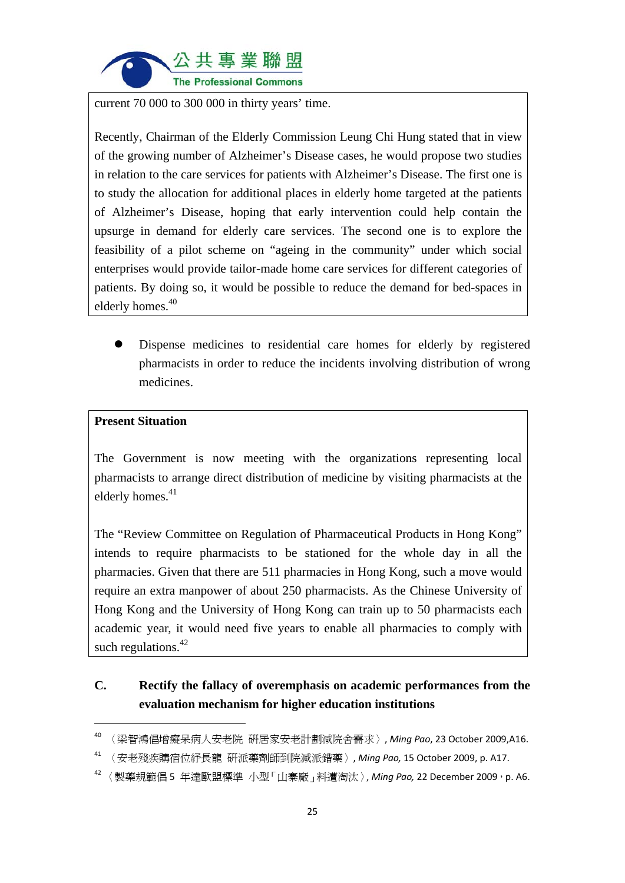current 70 000 to 300 000 in thirty years' time.

Recently, Chairman of the Elderly Commission Leung Chi Hung stated that in view of the growing number of Alzheimer's Disease cases, he would propose two studies in relation to the care services for patients with Alzheimer's Disease. The first one is to study the allocation for additional places in elderly home targeted at the patients of Alzheimer's Disease, hoping that early intervention could help contain the upsurge in demand for elderly care services. The second one is to explore the feasibility of a pilot scheme on "ageing in the community" under which social enterprises would provide tailor-made home care services for different categories of patients. By doing so, it would be possible to reduce the demand for bed-spaces in elderly homes.[40]

- Dispense medicines to residential care homes for elderly by registered pharmacists in order to reduce the incidents involving distribution of wrong medicines.

**Present Situation**

The Government is now meeting with the organizations representing local pharmacists to arrange direct distribution of medicine by visiting pharmacists at the elderly homes.[41]

The "Review Committee on Regulation of Pharmaceutical Products in Hong Kong" intends to require pharmacists to be stationed for the whole day in all the pharmacies. Given that there are 511 pharmacies in Hong Kong, such a move would require an extra manpower of about 250 pharmacists. As the Chinese University of Hong Kong and the University of Hong Kong can train up to 50 pharmacists each academic year, it would need five years to enable all pharmacies to comply with such regulations.[42]

## C. Rectify the fallacy of overemphasis on academic performances from the evaluation mechanism for higher education institutions

---

[40] 〈梁智鴻倡增癡呆病人安老院 研居家安老計劃減院舍需求〉, *Ming Pao*, 23 October 2009,A16.

[41] 〈安老殘疾購宿位紓長龍 研派藥劑師到院減派錯藥〉, *Ming Pao,* 15 October 2009, p. A17.

[42] 〈製藥規範倡 5 年達歐盟標準 小型「山寨廠」料遭淘汰〉, *Ming Pao,* 22 December 2009，p. A6.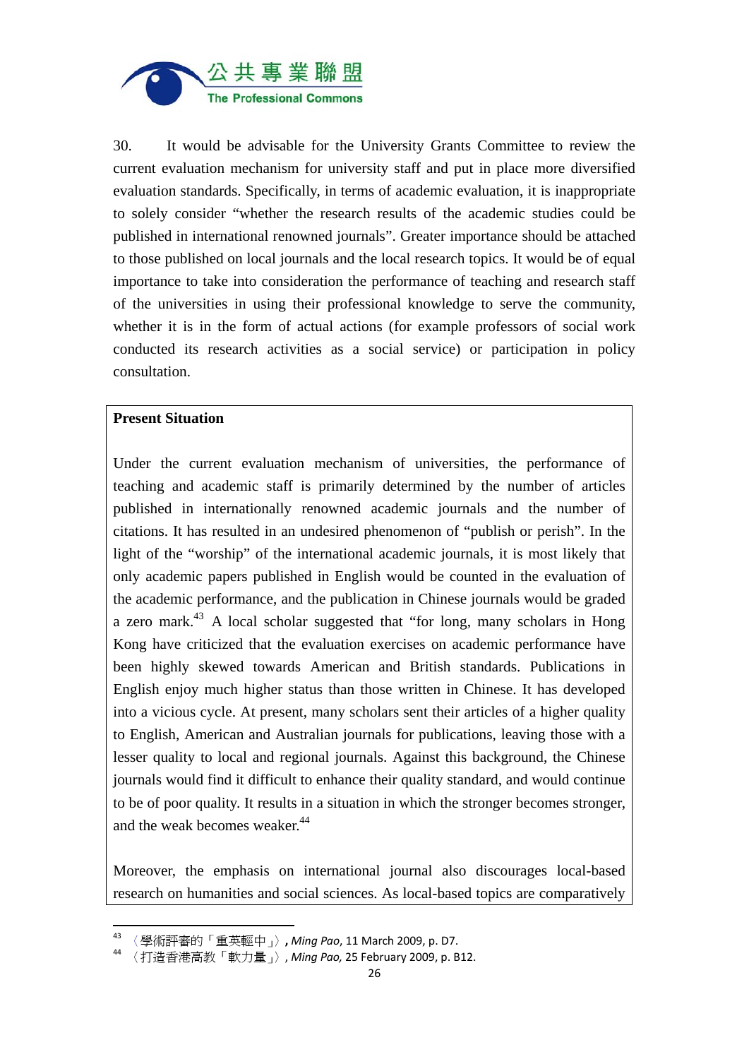30. It would be advisable for the University Grants Committee to review the current evaluation mechanism for university staff and put in place more diversified evaluation standards. Specifically, in terms of academic evaluation, it is inappropriate to solely consider "whether the research results of the academic studies could be published in international renowned journals". Greater importance should be attached to those published on local journals and the local research topics. It would be of equal importance to take into consideration the performance of teaching and research staff of the universities in using their professional knowledge to serve the community, whether it is in the form of actual actions (for example professors of social work conducted its research activities as a social service) or participation in policy consultation.

**Present Situation**

Under the current evaluation mechanism of universities, the performance of teaching and academic staff is primarily determined by the number of articles published in internationally renowned academic journals and the number of citations. It has resulted in an undesired phenomenon of "publish or perish". In the light of the "worship" of the international academic journals, it is most likely that only academic papers published in English would be counted in the evaluation of the academic performance, and the publication in Chinese journals would be graded a zero mark.[43] A local scholar suggested that "for long, many scholars in Hong Kong have criticized that the evaluation exercises on academic performance have been highly skewed towards American and British standards. Publications in English enjoy much higher status than those written in Chinese. It has developed into a vicious cycle. At present, many scholars sent their articles of a higher quality to English, American and Australian journals for publications, leaving those with a lesser quality to local and regional journals. Against this background, the Chinese journals would find it difficult to enhance their quality standard, and would continue to be of poor quality. It results in a situation in which the stronger becomes stronger, and the weak becomes weaker.[44]

Moreover, the emphasis on international journal also discourages local-based research on humanities and social sciences. As local-based topics are comparatively

---

[43] 〈學術評審的「重英輕中」〉, *Ming Pao*, 11 March 2009, p. D7.

[44] 〈打造香港高教「軟力量」〉, *Ming Pao,* 25 February 2009, p. B12.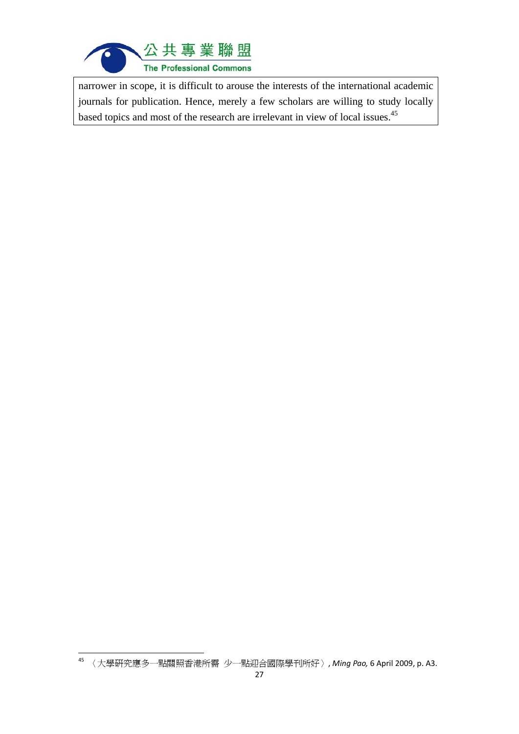narrower in scope, it is difficult to arouse the interests of the international academic journals for publication. Hence, merely a few scholars are willing to study locally based topics and most of the research are irrelevant in view of local issues.[45]

---

[45] 〈大學研究應多一點關照香港所需 少一點迎合國際學刊所好〉, *Ming Pao,* 6 April 2009, p. A3.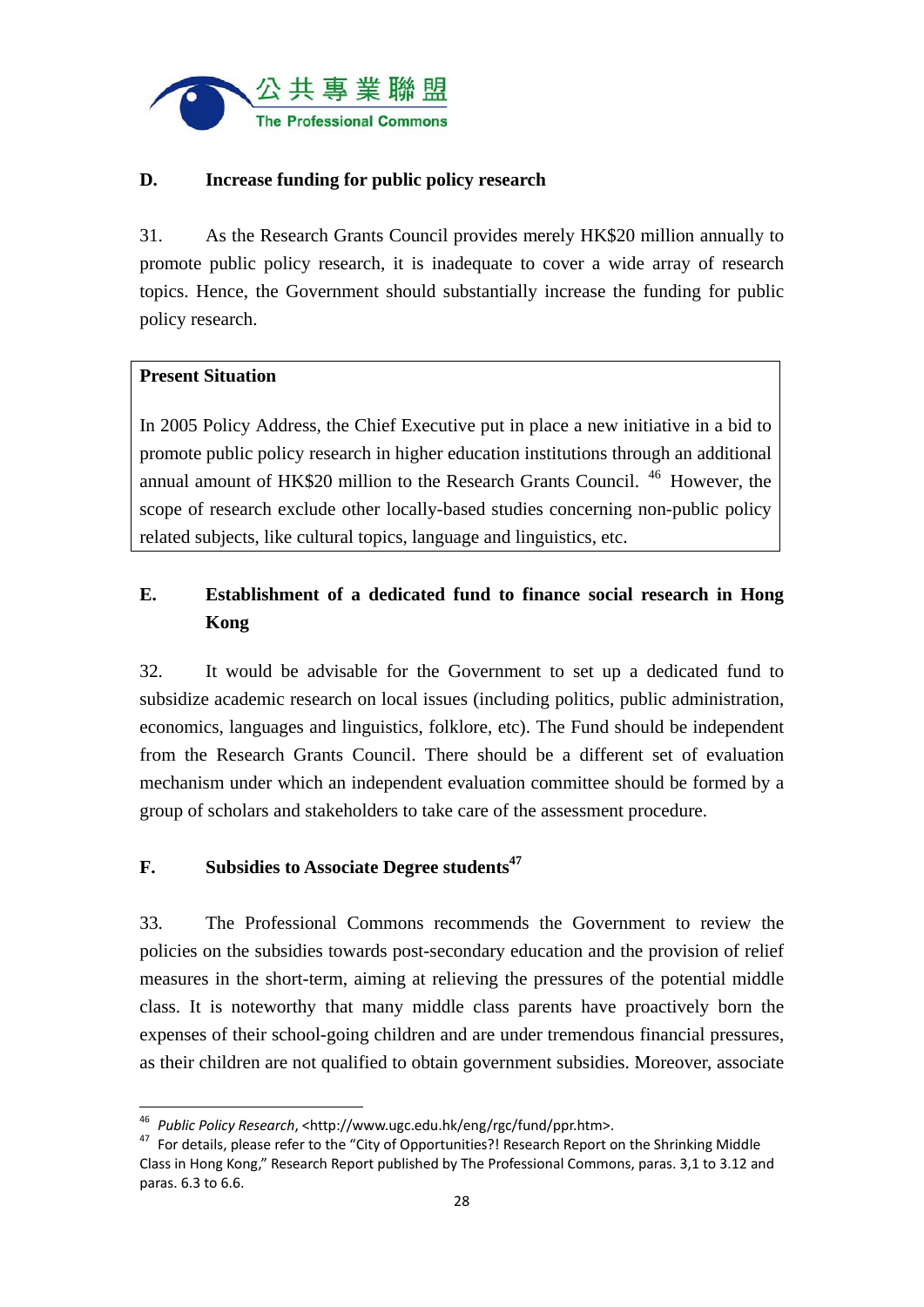## D. Increase funding for public policy research

31. As the Research Grants Council provides merely HK$20 million annually to promote public policy research, it is inadequate to cover a wide array of research topics. Hence, the Government should substantially increase the funding for public policy research.

> **Present Situation**
>
> In 2005 Policy Address, the Chief Executive put in place a new initiative in a bid to promote public policy research in higher education institutions through an additional annual amount of HK$20 million to the Research Grants Council. [46] However, the scope of research exclude other locally-based studies concerning non-public policy related subjects, like cultural topics, language and linguistics, etc.

## E. Establishment of a dedicated fund to finance social research in Hong Kong

32. It would be advisable for the Government to set up a dedicated fund to subsidize academic research on local issues (including politics, public administration, economics, languages and linguistics, folklore, etc). The Fund should be independent from the Research Grants Council. There should be a different set of evaluation mechanism under which an independent evaluation committee should be formed by a group of scholars and stakeholders to take care of the assessment procedure.

## F. Subsidies to Associate Degree students[47]

33. The Professional Commons recommends the Government to review the policies on the subsidies towards post-secondary education and the provision of relief measures in the short-term, aiming at relieving the pressures of the potential middle class. It is noteworthy that many middle class parents have proactively born the expenses of their school-going children and are under tremendous financial pressures, as their children are not qualified to obtain government subsidies. Moreover, associate

---

[46] *Public Policy Research*, <http://www.ugc.edu.hk/eng/rgc/fund/ppr.htm>.

[47] For details, please refer to the "City of Opportunities?! Research Report on the Shrinking Middle Class in Hong Kong," Research Report published by The Professional Commons, paras. 3,1 to 3.12 and paras. 6.3 to 6.6.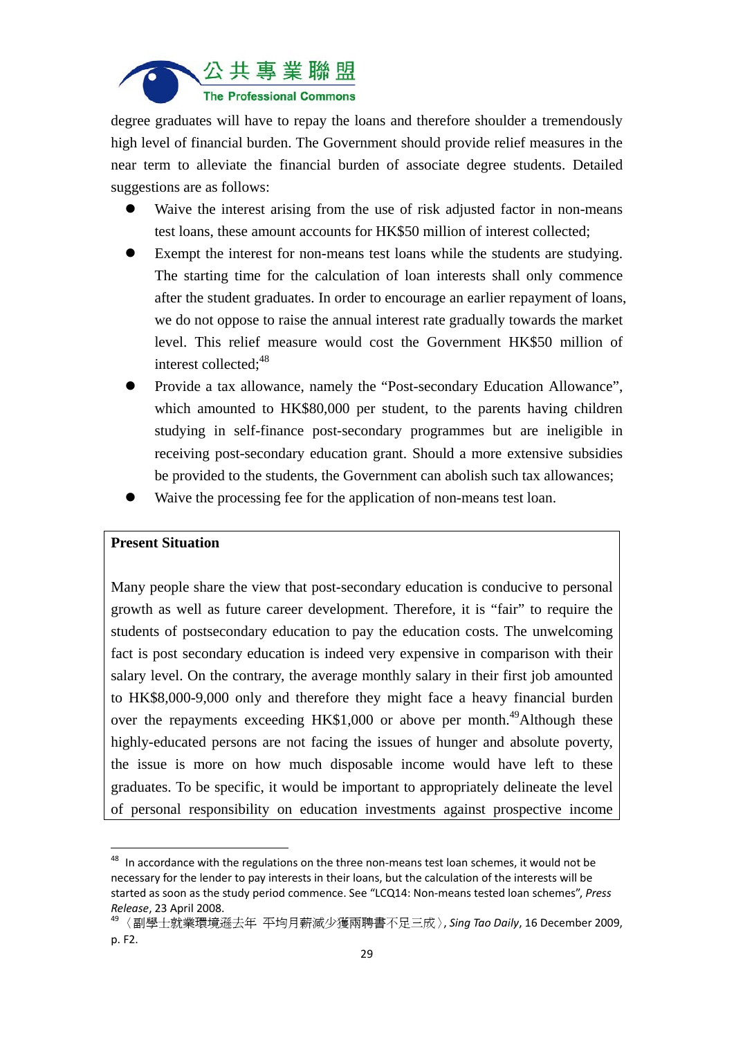degree graduates will have to repay the loans and therefore shoulder a tremendously high level of financial burden. The Government should provide relief measures in the near term to alleviate the financial burden of associate degree students. Detailed suggestions are as follows:

- Waive the interest arising from the use of risk adjusted factor in non-means test loans, these amount accounts for HK$50 million of interest collected;
- Exempt the interest for non-means test loans while the students are studying. The starting time for the calculation of loan interests shall only commence after the student graduates. In order to encourage an earlier repayment of loans, we do not oppose to raise the annual interest rate gradually towards the market level. This relief measure would cost the Government HK$50 million of interest collected;[48]
- Provide a tax allowance, namely the "Post-secondary Education Allowance", which amounted to HK$80,000 per student, to the parents having children studying in self-finance post-secondary programmes but are ineligible in receiving post-secondary education grant. Should a more extensive subsidies be provided to the students, the Government can abolish such tax allowances;
- Waive the processing fee for the application of non-means test loan.

**Present Situation**

Many people share the view that post-secondary education is conducive to personal growth as well as future career development. Therefore, it is "fair" to require the students of postsecondary education to pay the education costs. The unwelcoming fact is post secondary education is indeed very expensive in comparison with their salary level. On the contrary, the average monthly salary in their first job amounted to HK$8,000-9,000 only and therefore they might face a heavy financial burden over the repayments exceeding HK$1,000 or above per month.[49] Although these highly-educated persons are not facing the issues of hunger and absolute poverty, the issue is more on how much disposable income would have left to these graduates. To be specific, it would be important to appropriately delineate the level of personal responsibility on education investments against prospective income

---

[48] In accordance with the regulations on the three non-means test loan schemes, it would not be necessary for the lender to pay interests in their loans, but the calculation of the interests will be started as soon as the study period commence. See "LCQ14: Non-means tested loan schemes", *Press Release*, 23 April 2008.

[49] 〈副學士就業環境遜去年 平均月薪減少獲兩聘書不足三成〉, *Sing Tao Daily*, 16 December 2009, p. F2.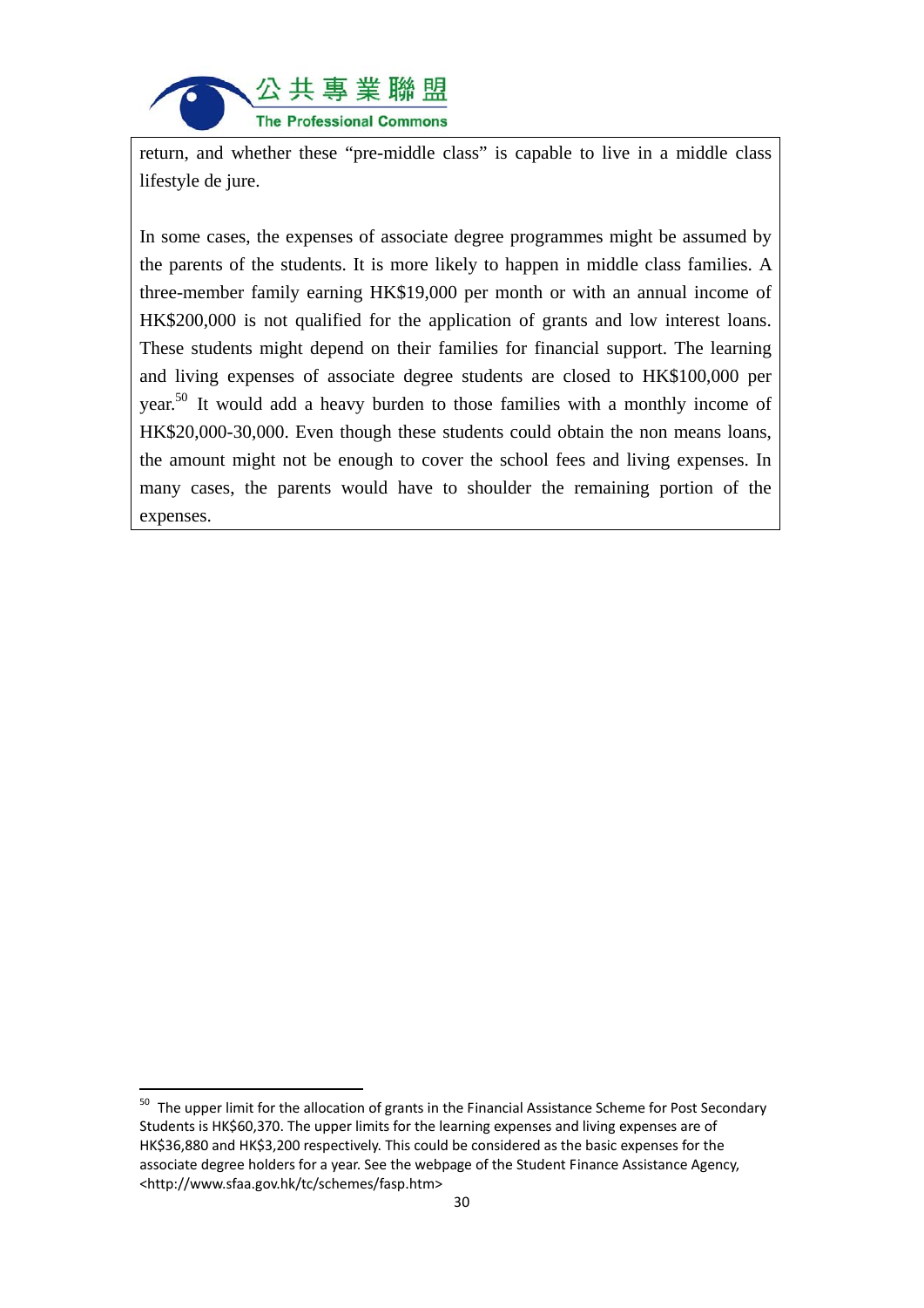return, and whether these "pre-middle class" is capable to live in a middle class lifestyle de jure.

In some cases, the expenses of associate degree programmes might be assumed by the parents of the students. It is more likely to happen in middle class families. A three-member family earning HK$19,000 per month or with an annual income of HK$200,000 is not qualified for the application of grants and low interest loans. These students might depend on their families for financial support. The learning and living expenses of associate degree students are closed to HK$100,000 per year.[50] It would add a heavy burden to those families with a monthly income of HK$20,000-30,000. Even though these students could obtain the non means loans, the amount might not be enough to cover the school fees and living expenses. In many cases, the parents would have to shoulder the remaining portion of the expenses.

---

[50] The upper limit for the allocation of grants in the Financial Assistance Scheme for Post Secondary Students is HK$60,370. The upper limits for the learning expenses and living expenses are of HK$36,880 and HK$3,200 respectively. This could be considered as the basic expenses for the associate degree holders for a year. See the webpage of the Student Finance Assistance Agency, <http://www.sfaa.gov.hk/tc/schemes/fasp.htm>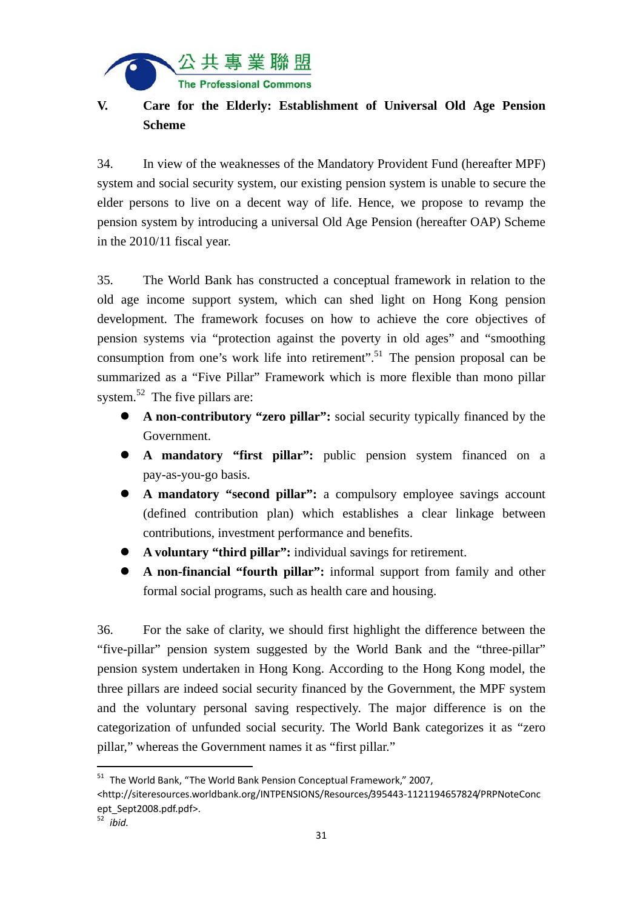## V. Care for the Elderly: Establishment of Universal Old Age Pension Scheme

34. In view of the weaknesses of the Mandatory Provident Fund (hereafter MPF) system and social security system, our existing pension system is unable to secure the elder persons to live on a decent way of life. Hence, we propose to revamp the pension system by introducing a universal Old Age Pension (hereafter OAP) Scheme in the 2010/11 fiscal year.

35. The World Bank has constructed a conceptual framework in relation to the old age income support system, which can shed light on Hong Kong pension development. The framework focuses on how to achieve the core objectives of pension systems via "protection against the poverty in old ages" and "smoothing consumption from one's work life into retirement".[51] The pension proposal can be summarized as a "Five Pillar" Framework which is more flexible than mono pillar system.[52] The five pillars are:

- **A non-contributory "zero pillar":** social security typically financed by the Government.
- **A mandatory "first pillar":** public pension system financed on a pay-as-you-go basis.
- **A mandatory "second pillar":** a compulsory employee savings account (defined contribution plan) which establishes a clear linkage between contributions, investment performance and benefits.
- **A voluntary "third pillar":** individual savings for retirement.
- **A non-financial "fourth pillar":** informal support from family and other formal social programs, such as health care and housing.

36. For the sake of clarity, we should first highlight the difference between the "five-pillar" pension system suggested by the World Bank and the "three-pillar" pension system undertaken in Hong Kong. According to the Hong Kong model, the three pillars are indeed social security financed by the Government, the MPF system and the voluntary personal saving respectively. The major difference is on the categorization of unfunded social security. The World Bank categorizes it as "zero pillar," whereas the Government names it as "first pillar."

---

[51] The World Bank, "The World Bank Pension Conceptual Framework," 2007, <http://siteresources.worldbank.org/INTPENSIONS/Resources/395443-1121194657824/PRPNoteConcept_Sept2008.pdf>.

[52] *ibid.*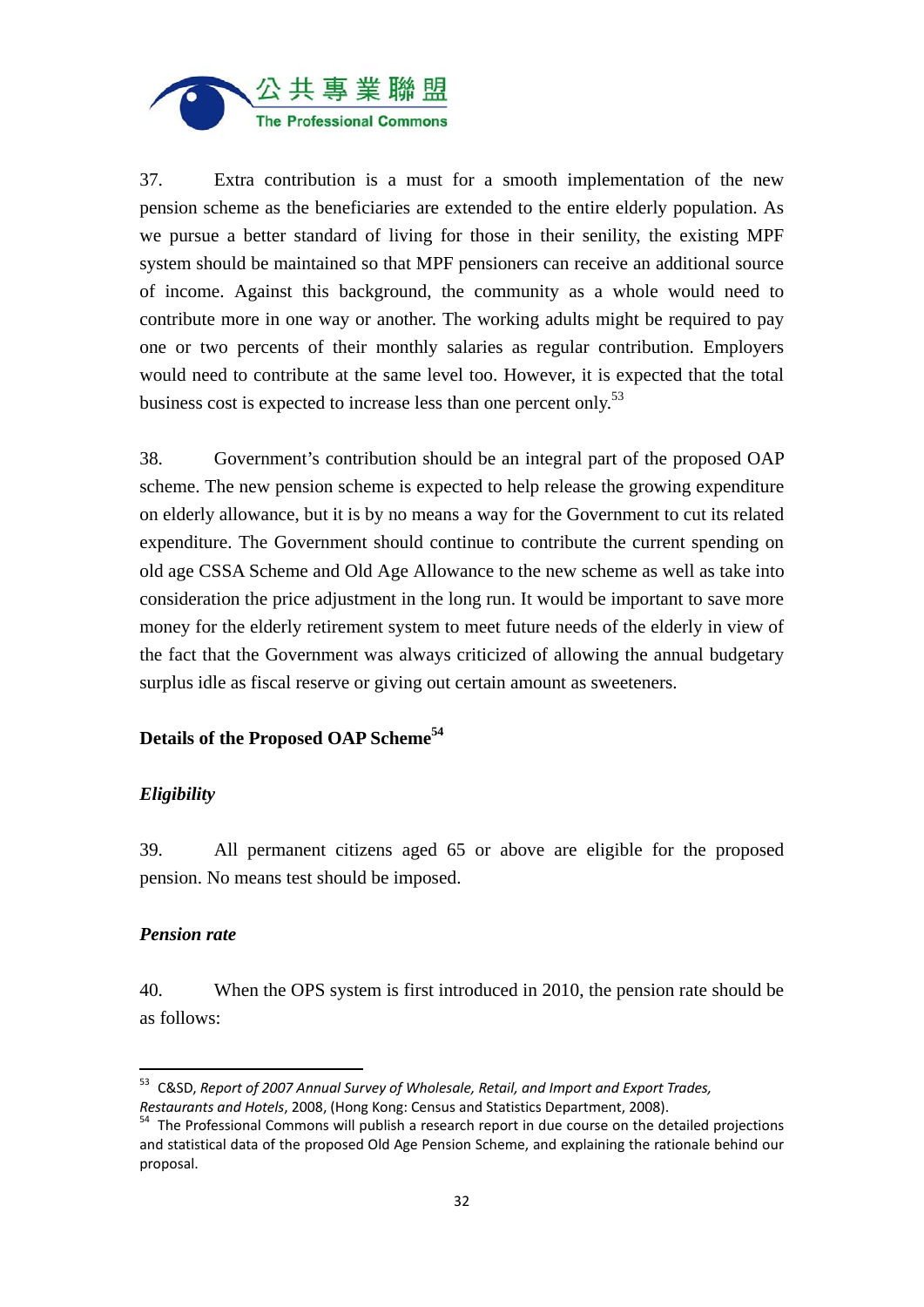37. Extra contribution is a must for a smooth implementation of the new pension scheme as the beneficiaries are extended to the entire elderly population. As we pursue a better standard of living for those in their senility, the existing MPF system should be maintained so that MPF pensioners can receive an additional source of income. Against this background, the community as a whole would need to contribute more in one way or another. The working adults might be required to pay one or two percents of their monthly salaries as regular contribution. Employers would need to contribute at the same level too. However, it is expected that the total business cost is expected to increase less than one percent only.[53]

38. Government's contribution should be an integral part of the proposed OAP scheme. The new pension scheme is expected to help release the growing expenditure on elderly allowance, but it is by no means a way for the Government to cut its related expenditure. The Government should continue to contribute the current spending on old age CSSA Scheme and Old Age Allowance to the new scheme as well as take into consideration the price adjustment in the long run. It would be important to save more money for the elderly retirement system to meet future needs of the elderly in view of the fact that the Government was always criticized of allowing the annual budgetary surplus idle as fiscal reserve or giving out certain amount as sweeteners.

## Details of the Proposed OAP Scheme[54]

### *Eligibility*

39. All permanent citizens aged 65 or above are eligible for the proposed pension. No means test should be imposed.

### *Pension rate*

40. When the OPS system is first introduced in 2010, the pension rate should be as follows:

---

[53] C&SD, *Report of 2007 Annual Survey of Wholesale, Retail, and Import and Export Trades, Restaurants and Hotels*, 2008, (Hong Kong: Census and Statistics Department, 2008).

[54] The Professional Commons will publish a research report in due course on the detailed projections and statistical data of the proposed Old Age Pension Scheme, and explaining the rationale behind our proposal.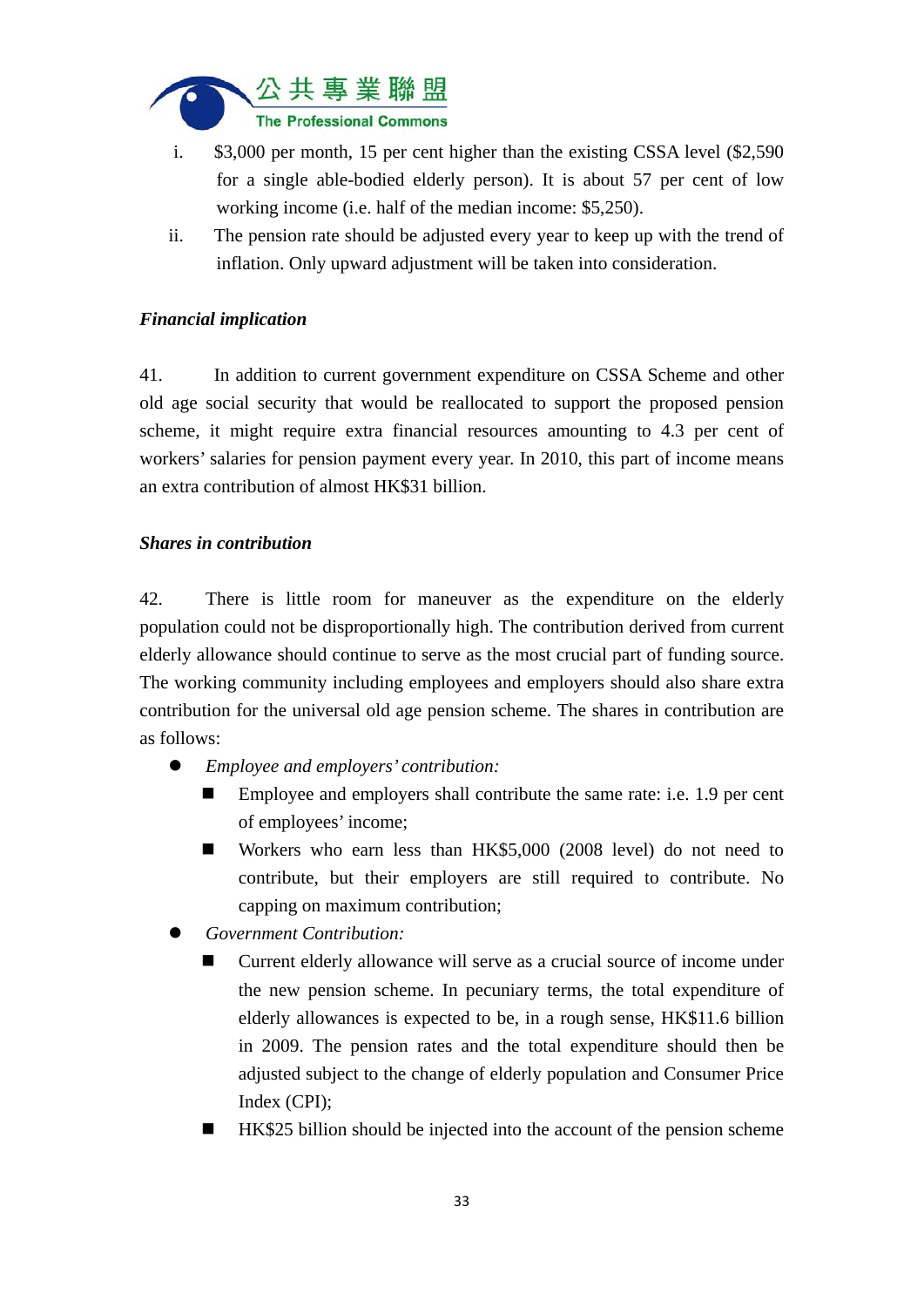i. $3,000 per month, 15 per cent higher than the existing CSSA level ($2,590 for a single able-bodied elderly person). It is about 57 per cent of low working income (i.e. half of the median income: $5,250).

ii. The pension rate should be adjusted every year to keep up with the trend of inflation. Only upward adjustment will be taken into consideration.

***Financial implication***

41. In addition to current government expenditure on CSSA Scheme and other old age social security that would be reallocated to support the proposed pension scheme, it might require extra financial resources amounting to 4.3 per cent of workers' salaries for pension payment every year. In 2010, this part of income means an extra contribution of almost HK$31 billion.

***Shares in contribution***

42. There is little room for maneuver as the expenditure on the elderly population could not be disproportionally high. The contribution derived from current elderly allowance should continue to serve as the most crucial part of funding source. The working community including employees and employers should also share extra contribution for the universal old age pension scheme. The shares in contribution are as follows:

- *Employee and employers' contribution:*
  - Employee and employers shall contribute the same rate: i.e. 1.9 per cent of employees' income;
  - Workers who earn less than HK$5,000 (2008 level) do not need to contribute, but their employers are still required to contribute. No capping on maximum contribution;
- *Government Contribution:*
  - Current elderly allowance will serve as a crucial source of income under the new pension scheme. In pecuniary terms, the total expenditure of elderly allowances is expected to be, in a rough sense, HK$11.6 billion in 2009. The pension rates and the total expenditure should then be adjusted subject to the change of elderly population and Consumer Price Index (CPI);
  - HK$25 billion should be injected into the account of the pension scheme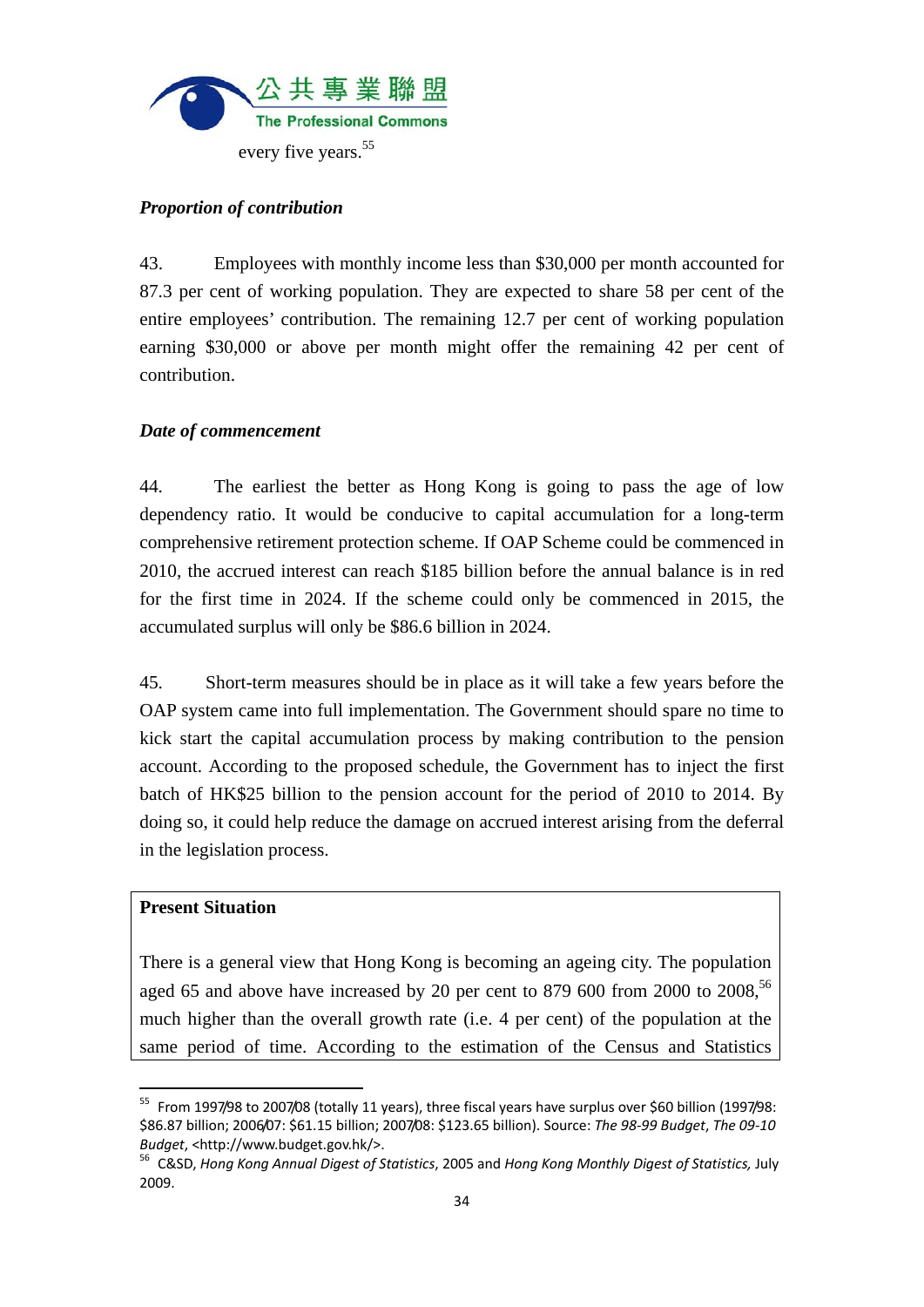every five years.[55]

***Proportion of contribution***

43. Employees with monthly income less than $30,000 per month accounted for 87.3 per cent of working population. They are expected to share 58 per cent of the entire employees' contribution. The remaining 12.7 per cent of working population earning $30,000 or above per month might offer the remaining 42 per cent of contribution.

***Date of commencement***

44. The earliest the better as Hong Kong is going to pass the age of low dependency ratio. It would be conducive to capital accumulation for a long-term comprehensive retirement protection scheme. If OAP Scheme could be commenced in 2010, the accrued interest can reach $185 billion before the annual balance is in red for the first time in 2024. If the scheme could only be commenced in 2015, the accumulated surplus will only be $86.6 billion in 2024.

45. Short-term measures should be in place as it will take a few years before the OAP system came into full implementation. The Government should spare no time to kick start the capital accumulation process by making contribution to the pension account. According to the proposed schedule, the Government has to inject the first batch of HK$25 billion to the pension account for the period of 2010 to 2014. By doing so, it could help reduce the damage on accrued interest arising from the deferral in the legislation process.

**Present Situation**

There is a general view that Hong Kong is becoming an ageing city. The population aged 65 and above have increased by 20 per cent to 879 600 from 2000 to 2008,[56] much higher than the overall growth rate (i.e. 4 per cent) of the population at the same period of time. According to the estimation of the Census and Statistics

---

[55] From 1997/98 to 2007/08 (totally 11 years), three fiscal years have surplus over $60 billion (1997/98: $86.87 billion; 2006/07: $61.15 billion; 2007/08: $123.65 billion). Source: *The 98-99 Budget*, *The 09-10 Budget*, <http://www.budget.gov.hk/>.

[56] C&SD, *Hong Kong Annual Digest of Statistics*, 2005 and *Hong Kong Monthly Digest of Statistics,* July 2009.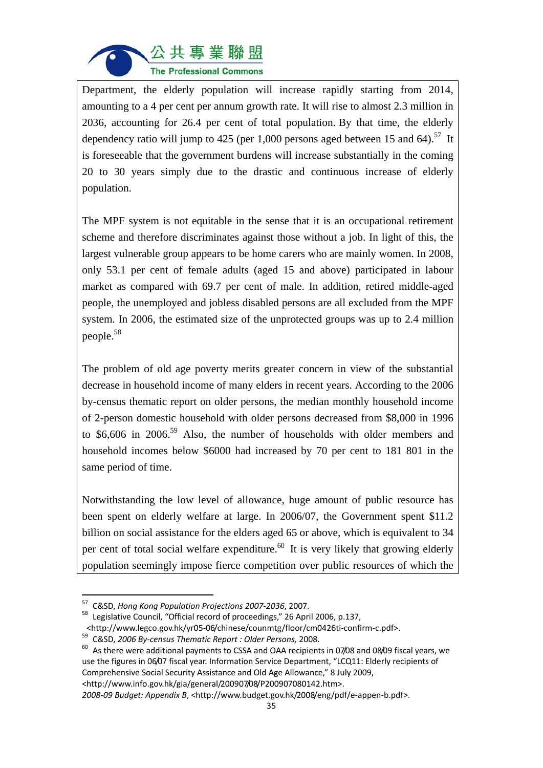Department, the elderly population will increase rapidly starting from 2014, amounting to a 4 per cent per annum growth rate. It will rise to almost 2.3 million in 2036, accounting for 26.4 per cent of total population. By that time, the elderly dependency ratio will jump to 425 (per 1,000 persons aged between 15 and 64).[57] It is foreseeable that the government burdens will increase substantially in the coming 20 to 30 years simply due to the drastic and continuous increase of elderly population.

The MPF system is not equitable in the sense that it is an occupational retirement scheme and therefore discriminates against those without a job. In light of this, the largest vulnerable group appears to be home carers who are mainly women. In 2008, only 53.1 per cent of female adults (aged 15 and above) participated in labour market as compared with 69.7 per cent of male. In addition, retired middle-aged people, the unemployed and jobless disabled persons are all excluded from the MPF system. In 2006, the estimated size of the unprotected groups was up to 2.4 million people.[58]

The problem of old age poverty merits greater concern in view of the substantial decrease in household income of many elders in recent years. According to the 2006 by-census thematic report on older persons, the median monthly household income of 2-person domestic household with older persons decreased from $8,000 in 1996 to $6,606 in 2006.[59] Also, the number of households with older members and household incomes below $6000 had increased by 70 per cent to 181 801 in the same period of time.

Notwithstanding the low level of allowance, huge amount of public resource has been spent on elderly welfare at large. In 2006/07, the Government spent $11.2 billion on social assistance for the elders aged 65 or above, which is equivalent to 34 per cent of total social welfare expenditure.[60] It is very likely that growing elderly population seemingly impose fierce competition over public resources of which the

---

[57] C&SD, *Hong Kong Population Projections 2007-2036*, 2007.

[58] Legislative Council, "Official record of proceedings," 26 April 2006, p.137, <http://www.legco.gov.hk/yr05-06/chinese/counmtg/floor/cm0426ti-confirm-c.pdf>.

[59] C&SD, *2006 By-census Thematic Report : Older Persons,* 2008.

[60] As there were additional payments to CSSA and OAA recipients in 07/08 and 08/09 fiscal years, we use the figures in 06/07 fiscal year. Information Service Department, "LCQ11: Elderly recipients of Comprehensive Social Security Assistance and Old Age Allowance," 8 July 2009, <http://www.info.gov.hk/gia/general/200907/08/P200907080142.htm>. *2008-09 Budget: Appendix B*, <http://www.budget.gov.hk/2008/eng/pdf/e-appen-b.pdf>.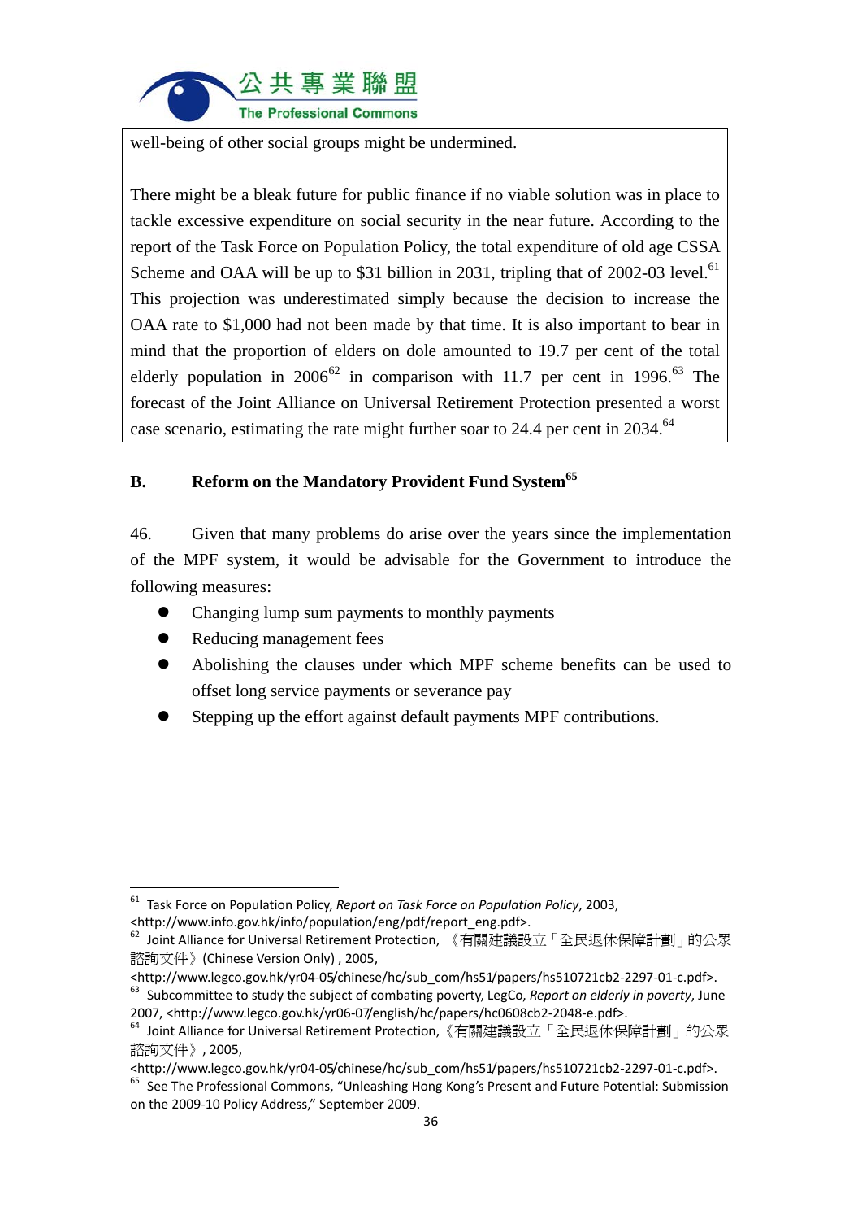well-being of other social groups might be undermined.

There might be a bleak future for public finance if no viable solution was in place to tackle excessive expenditure on social security in the near future. According to the report of the Task Force on Population Policy, the total expenditure of old age CSSA Scheme and OAA will be up to $31 billion in 2031, tripling that of 2002-03 level.[61] This projection was underestimated simply because the decision to increase the OAA rate to $1,000 had not been made by that time. It is also important to bear in mind that the proportion of elders on dole amounted to 19.7 per cent of the total elderly population in 2006[62] in comparison with 11.7 per cent in 1996.[63] The forecast of the Joint Alliance on Universal Retirement Protection presented a worst case scenario, estimating the rate might further soar to 24.4 per cent in 2034.[64]

## B. Reform on the Mandatory Provident Fund System[65]

46. Given that many problems do arise over the years since the implementation of the MPF system, it would be advisable for the Government to introduce the following measures:

- Changing lump sum payments to monthly payments
- Reducing management fees
- Abolishing the clauses under which MPF scheme benefits can be used to offset long service payments or severance pay
- Stepping up the effort against default payments MPF contributions.

---

[61] Task Force on Population Policy, *Report on Task Force on Population Policy*, 2003, <http://www.info.gov.hk/info/population/eng/pdf/report_eng.pdf>.

[62] Joint Alliance for Universal Retirement Protection, 《有關建議設立「全民退休保障計劃」的公眾諮詢文件》(Chinese Version Only) , 2005, <http://www.legco.gov.hk/yr04-05/chinese/hc/sub_com/hs51/papers/hs510721cb2-2297-01-c.pdf>.

[63] Subcommittee to study the subject of combating poverty, LegCo, *Report on elderly in poverty*, June 2007, <http://www.legco.gov.hk/yr06-07/english/hc/papers/hc0608cb2-2048-e.pdf>.

[64] Joint Alliance for Universal Retirement Protection,《有關建議設立「全民退休保障計劃」的公眾諮詢文件》, 2005, <http://www.legco.gov.hk/yr04-05/chinese/hc/sub_com/hs51/papers/hs510721cb2-2297-01-c.pdf>.

[65] See The Professional Commons, "Unleashing Hong Kong's Present and Future Potential: Submission on the 2009-10 Policy Address," September 2009.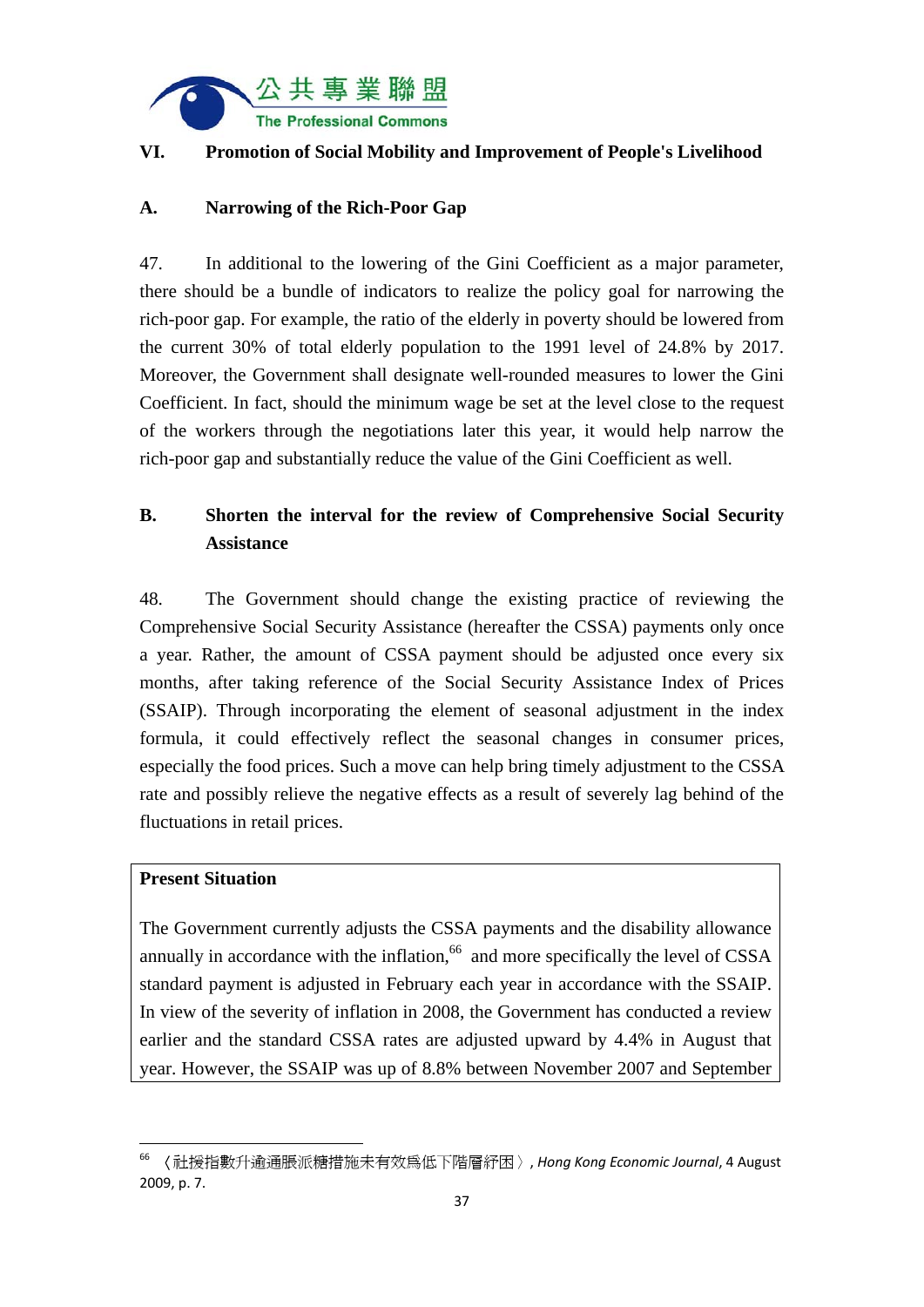## VI. Promotion of Social Mobility and Improvement of People's Livelihood

### A. Narrowing of the Rich-Poor Gap

47. In additional to the lowering of the Gini Coefficient as a major parameter, there should be a bundle of indicators to realize the policy goal for narrowing the rich-poor gap. For example, the ratio of the elderly in poverty should be lowered from the current 30% of total elderly population to the 1991 level of 24.8% by 2017. Moreover, the Government shall designate well-rounded measures to lower the Gini Coefficient. In fact, should the minimum wage be set at the level close to the request of the workers through the negotiations later this year, it would help narrow the rich-poor gap and substantially reduce the value of the Gini Coefficient as well.

### B. Shorten the interval for the review of Comprehensive Social Security Assistance

48. The Government should change the existing practice of reviewing the Comprehensive Social Security Assistance (hereafter the CSSA) payments only once a year. Rather, the amount of CSSA payment should be adjusted once every six months, after taking reference of the Social Security Assistance Index of Prices (SSAIP). Through incorporating the element of seasonal adjustment in the index formula, it could effectively reflect the seasonal changes in consumer prices, especially the food prices. Such a move can help bring timely adjustment to the CSSA rate and possibly relieve the negative effects as a result of severely lag behind of the fluctuations in retail prices.

**Present Situation**

The Government currently adjusts the CSSA payments and the disability allowance annually in accordance with the inflation,[66] and more specifically the level of CSSA standard payment is adjusted in February each year in accordance with the SSAIP. In view of the severity of inflation in 2008, the Government has conducted a review earlier and the standard CSSA rates are adjusted upward by 4.4% in August that year. However, the SSAIP was up of 8.8% between November 2007 and September

---

[66] 〈社援指數升逾通脹派糖措施未有效爲低下階層紓困〉, *Hong Kong Economic Journal*, 4 August 2009, p. 7.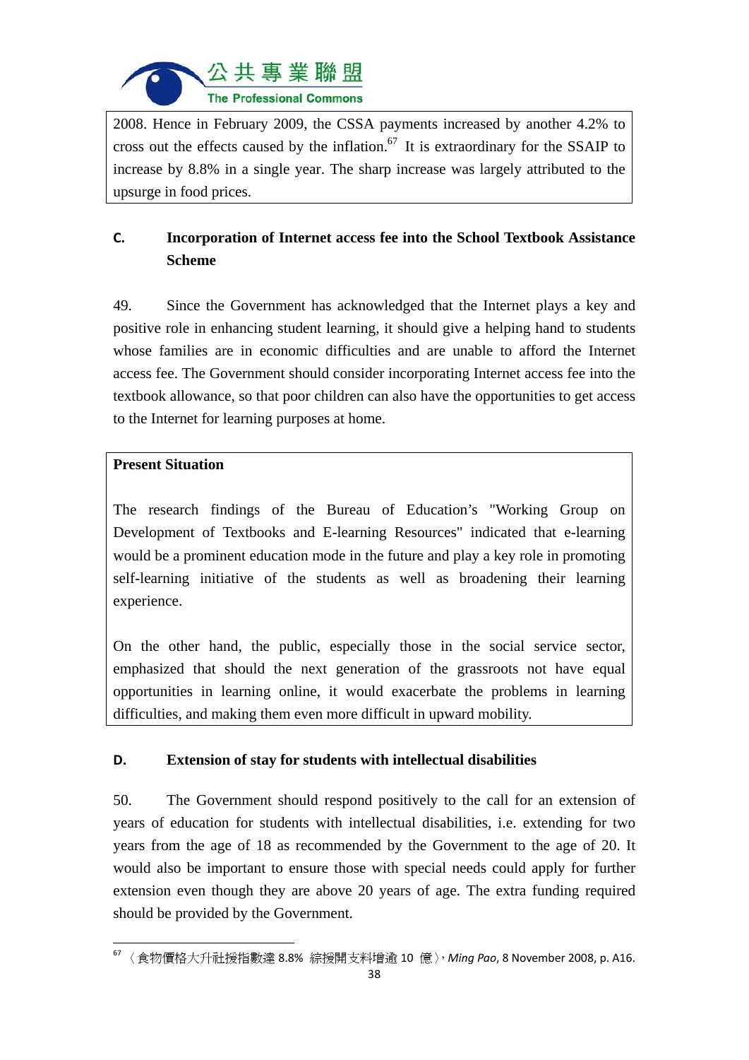2008. Hence in February 2009, the CSSA payments increased by another 4.2% to cross out the effects caused by the inflation.[67] It is extraordinary for the SSAIP to increase by 8.8% in a single year. The sharp increase was largely attributed to the upsurge in food prices.

### C. Incorporation of Internet access fee into the School Textbook Assistance Scheme

49. Since the Government has acknowledged that the Internet plays a key and positive role in enhancing student learning, it should give a helping hand to students whose families are in economic difficulties and are unable to afford the Internet access fee. The Government should consider incorporating Internet access fee into the textbook allowance, so that poor children can also have the opportunities to get access to the Internet for learning purposes at home.

**Present Situation**

The research findings of the Bureau of Education's "Working Group on Development of Textbooks and E-learning Resources" indicated that e-learning would be a prominent education mode in the future and play a key role in promoting self-learning initiative of the students as well as broadening their learning experience.

On the other hand, the public, especially those in the social service sector, emphasized that should the next generation of the grassroots not have equal opportunities in learning online, it would exacerbate the problems in learning difficulties, and making them even more difficult in upward mobility.

### D. Extension of stay for students with intellectual disabilities

50. The Government should respond positively to the call for an extension of years of education for students with intellectual disabilities, i.e. extending for two years from the age of 18 as recommended by the Government to the age of 20. It would also be important to ensure those with special needs could apply for further extension even though they are above 20 years of age. The extra funding required should be provided by the Government.

---

[67] 〈食物價格大升社援指數達 8.8% 綜援開支料增逾 10 億〉，*Ming Pao*, 8 November 2008, p. A16.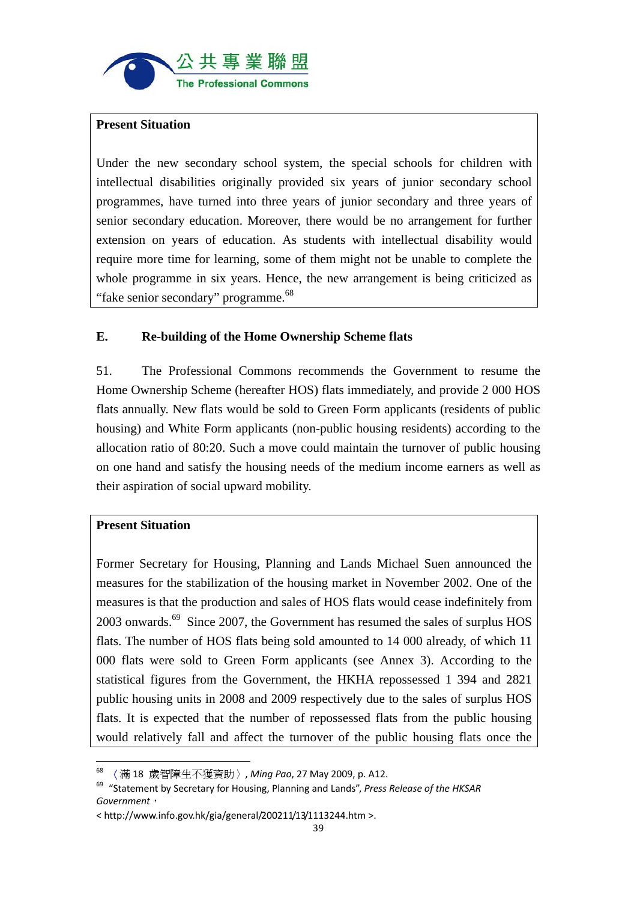**Present Situation**

Under the new secondary school system, the special schools for children with intellectual disabilities originally provided six years of junior secondary school programmes, have turned into three years of junior secondary and three years of senior secondary education. Moreover, there would be no arrangement for further extension on years of education. As students with intellectual disability would require more time for learning, some of them might not be unable to complete the whole programme in six years. Hence, the new arrangement is being criticized as "fake senior secondary" programme.[68]

## E. Re-building of the Home Ownership Scheme flats

51. The Professional Commons recommends the Government to resume the Home Ownership Scheme (hereafter HOS) flats immediately, and provide 2 000 HOS flats annually. New flats would be sold to Green Form applicants (residents of public housing) and White Form applicants (non-public housing residents) according to the allocation ratio of 80:20. Such a move could maintain the turnover of public housing on one hand and satisfy the housing needs of the medium income earners as well as their aspiration of social upward mobility.

**Present Situation**

Former Secretary for Housing, Planning and Lands Michael Suen announced the measures for the stabilization of the housing market in November 2002. One of the measures is that the production and sales of HOS flats would cease indefinitely from 2003 onwards.[69] Since 2007, the Government has resumed the sales of surplus HOS flats. The number of HOS flats being sold amounted to 14 000 already, of which 11 000 flats were sold to Green Form applicants (see Annex 3). According to the statistical figures from the Government, the HKHA repossessed 1 394 and 2821 public housing units in 2008 and 2009 respectively due to the sales of surplus HOS flats. It is expected that the number of repossessed flats from the public housing would relatively fall and affect the turnover of the public housing flats once the

---

[68] 〈滿 18 歲智障生不獲資助〉, *Ming Pao*, 27 May 2009, p. A12.

[69] "Statement by Secretary for Housing, Planning and Lands", *Press Release of the HKSAR Government*,
< http://www.info.gov.hk/gia/general/200211/13/1113244.htm >.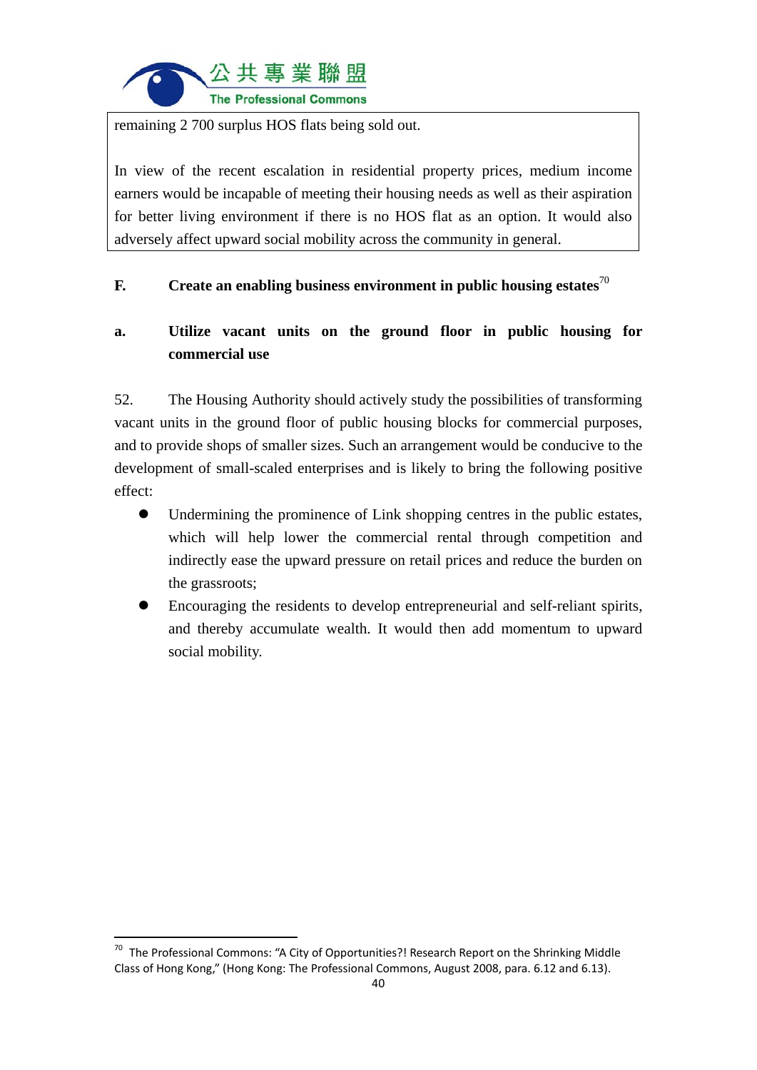remaining 2 700 surplus HOS flats being sold out.

In view of the recent escalation in residential property prices, medium income earners would be incapable of meeting their housing needs as well as their aspiration for better living environment if there is no HOS flat as an option. It would also adversely affect upward social mobility across the community in general.

## F. Create an enabling business environment in public housing estates[70]

### a. Utilize vacant units on the ground floor in public housing for commercial use

52. The Housing Authority should actively study the possibilities of transforming vacant units in the ground floor of public housing blocks for commercial purposes, and to provide shops of smaller sizes. Such an arrangement would be conducive to the development of small-scaled enterprises and is likely to bring the following positive effect:

- Undermining the prominence of Link shopping centres in the public estates, which will help lower the commercial rental through competition and indirectly ease the upward pressure on retail prices and reduce the burden on the grassroots;
- Encouraging the residents to develop entrepreneurial and self-reliant spirits, and thereby accumulate wealth. It would then add momentum to upward social mobility.

---

[70] The Professional Commons: "A City of Opportunities?! Research Report on the Shrinking Middle Class of Hong Kong," (Hong Kong: The Professional Commons, August 2008, para. 6.12 and 6.13).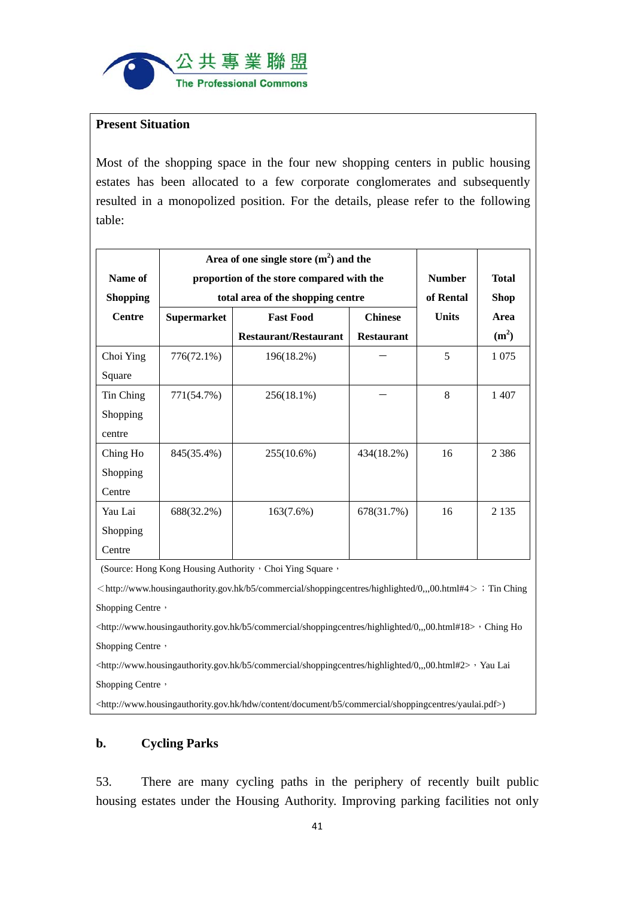**Present Situation**

Most of the shopping space in the four new shopping centers in public housing estates has been allocated to a few corporate conglomerates and subsequently resulted in a monopolized position. For the details, please refer to the following table:

| Name of Shopping Centre | Area of one single store ($m^2$) and the proportion of the store compared with the total area of the shopping centre | | | Number of Rental Units | Total Shop Area ($m^2$) |
|---|---|---|---|---|---|
| | Supermarket | Fast Food Restaurant/Restaurant | Chinese Restaurant | | |
| Choi Ying Square | 776(72.1%) | 196(18.2%) | — | 5 | 1 075 |
| Tin Ching Shopping centre | 771(54.7%) | 256(18.1%) | — | 8 | 1 407 |
| Ching Ho Shopping Centre | 845(35.4%) | 255(10.6%) | 434(18.2%) | 16 | 2 386 |
| Yau Lai Shopping Centre | 688(32.2%) | 163(7.6%) | 678(31.7%) | 16 | 2 135 |

(Source: Hong Kong Housing Authority，Choi Ying Square，＜http://www.housingauthority.gov.hk/b5/commercial/shoppingcentres/highlighted/0,,,00.html#4＞；Tin Ching Shopping Centre，<http://www.housingauthority.gov.hk/b5/commercial/shoppingcentres/highlighted/0,,,00.html#18>，Ching Ho Shopping Centre，<http://www.housingauthority.gov.hk/b5/commercial/shoppingcentres/highlighted/0,,,00.html#2>，Yau Lai Shopping Centre，<http://www.housingauthority.gov.hk/hdw/content/document/b5/commercial/shoppingcentres/yaulai.pdf>)

**b. Cycling Parks**

53. There are many cycling paths in the periphery of recently built public housing estates under the Housing Authority. Improving parking facilities not only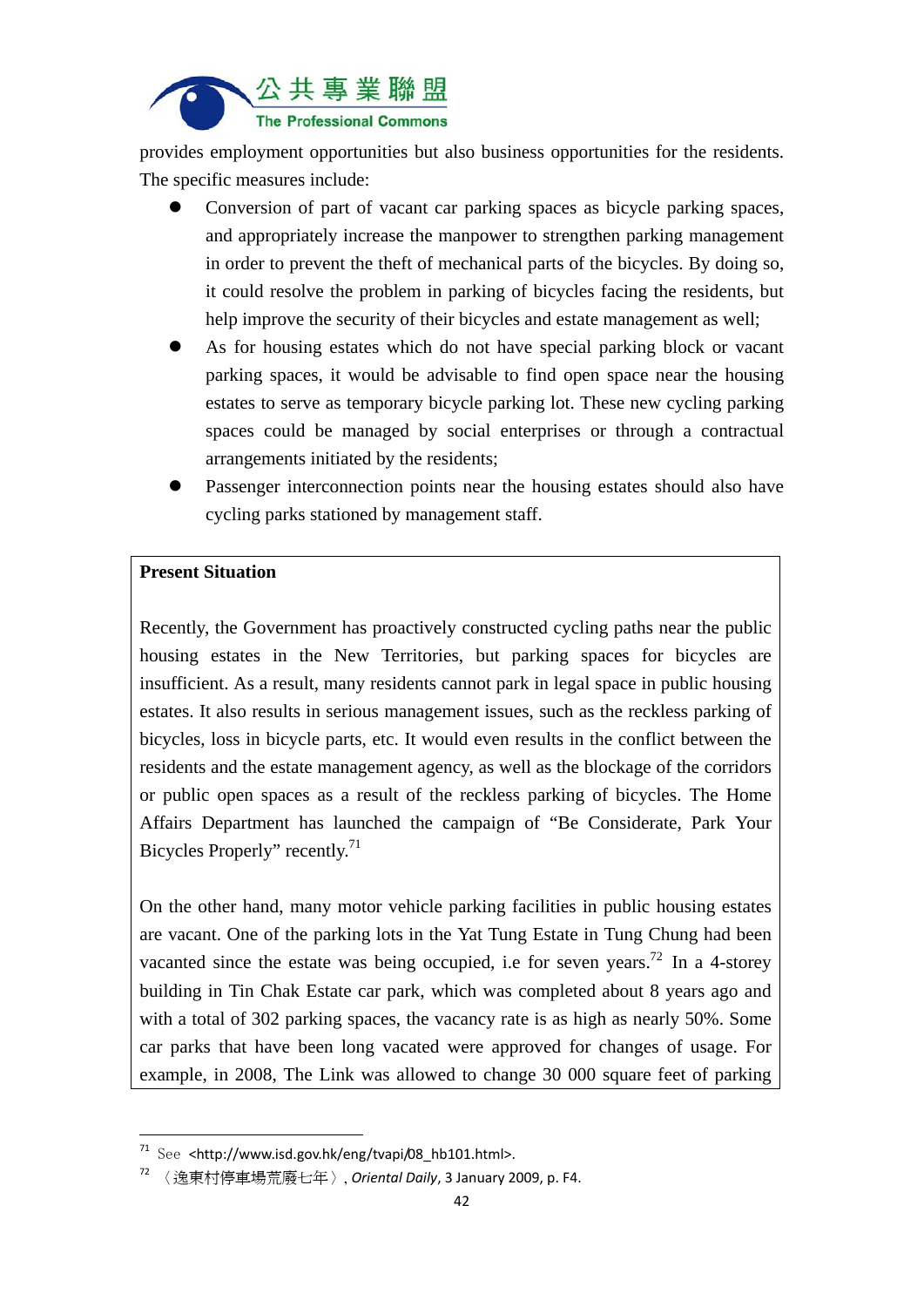provides employment opportunities but also business opportunities for the residents. The specific measures include:

- Conversion of part of vacant car parking spaces as bicycle parking spaces, and appropriately increase the manpower to strengthen parking management in order to prevent the theft of mechanical parts of the bicycles. By doing so, it could resolve the problem in parking of bicycles facing the residents, but help improve the security of their bicycles and estate management as well;
- As for housing estates which do not have special parking block or vacant parking spaces, it would be advisable to find open space near the housing estates to serve as temporary bicycle parking lot. These new cycling parking spaces could be managed by social enterprises or through a contractual arrangements initiated by the residents;
- Passenger interconnection points near the housing estates should also have cycling parks stationed by management staff.

**Present Situation**

Recently, the Government has proactively constructed cycling paths near the public housing estates in the New Territories, but parking spaces for bicycles are insufficient. As a result, many residents cannot park in legal space in public housing estates. It also results in serious management issues, such as the reckless parking of bicycles, loss in bicycle parts, etc. It would even results in the conflict between the residents and the estate management agency, as well as the blockage of the corridors or public open spaces as a result of the reckless parking of bicycles. The Home Affairs Department has launched the campaign of "Be Considerate, Park Your Bicycles Properly" recently.[71]

On the other hand, many motor vehicle parking facilities in public housing estates are vacant. One of the parking lots in the Yat Tung Estate in Tung Chung had been vacanted since the estate was being occupied, i.e for seven years.[72] In a 4-storey building in Tin Chak Estate car park, which was completed about 8 years ago and with a total of 302 parking spaces, the vacancy rate is as high as nearly 50%. Some car parks that have been long vacated were approved for changes of usage. For example, in 2008, The Link was allowed to change 30 000 square feet of parking

---

[71] See <http://www.isd.gov.hk/eng/tvapi/08_hb101.html>.

[72] 〈逸東村停車場荒廢七年〉, *Oriental Daily*, 3 January 2009, p. F4.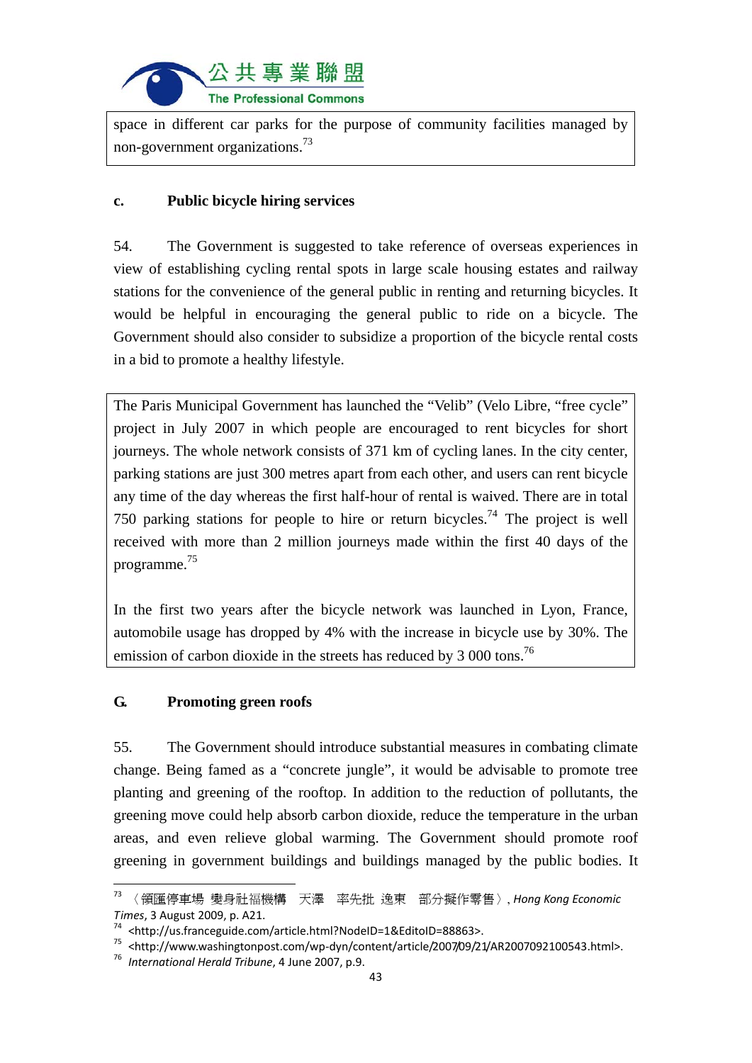space in different car parks for the purpose of community facilities managed by non-government organizations.[73]

**c. Public bicycle hiring services**

54. The Government is suggested to take reference of overseas experiences in view of establishing cycling rental spots in large scale housing estates and railway stations for the convenience of the general public in renting and returning bicycles. It would be helpful in encouraging the general public to ride on a bicycle. The Government should also consider to subsidize a proportion of the bicycle rental costs in a bid to promote a healthy lifestyle.

The Paris Municipal Government has launched the "Velib" (Velo Libre, "free cycle" project in July 2007 in which people are encouraged to rent bicycles for short journeys. The whole network consists of 371 km of cycling lanes. In the city center, parking stations are just 300 metres apart from each other, and users can rent bicycle any time of the day whereas the first half-hour of rental is waived. There are in total 750 parking stations for people to hire or return bicycles.[74] The project is well received with more than 2 million journeys made within the first 40 days of the programme.[75]

In the first two years after the bicycle network was launched in Lyon, France, automobile usage has dropped by 4% with the increase in bicycle use by 30%. The emission of carbon dioxide in the streets has reduced by 3 000 tons.[76]

**G. Promoting green roofs**

55. The Government should introduce substantial measures in combating climate change. Being famed as a "concrete jungle", it would be advisable to promote tree planting and greening of the rooftop. In addition to the reduction of pollutants, the greening move could help absorb carbon dioxide, reduce the temperature in the urban areas, and even relieve global warming. The Government should promote roof greening in government buildings and buildings managed by the public bodies. It

---

[73] 〈領匯停車場 變身社福機構 天澤 率先批 逸東 部分擬作零售〉, *Hong Kong Economic Times*, 3 August 2009, p. A21.

[74] <http://us.franceguide.com/article.html?NodeID=1&EditoID=88863>.

[75] <http://www.washingtonpost.com/wp-dyn/content/article/2007/09/21/AR2007092100543.html>.

[76] *International Herald Tribune*, 4 June 2007, p.9.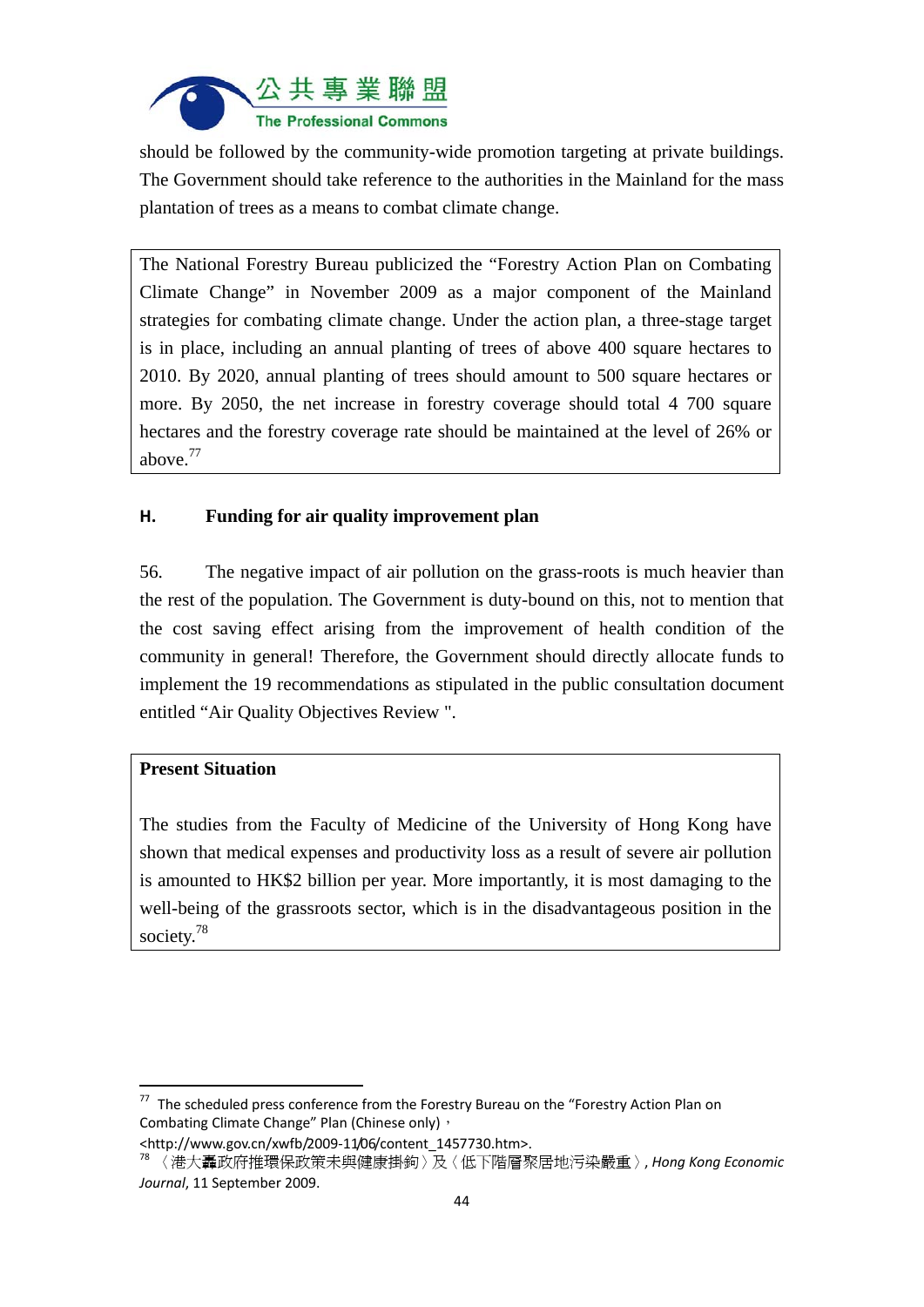should be followed by the community-wide promotion targeting at private buildings. The Government should take reference to the authorities in the Mainland for the mass plantation of trees as a means to combat climate change.

> The National Forestry Bureau publicized the “Forestry Action Plan on Combating Climate Change” in November 2009 as a major component of the Mainland strategies for combating climate change. Under the action plan, a three-stage target is in place, including an annual planting of trees of above 400 square hectares to 2010. By 2020, annual planting of trees should amount to 500 square hectares or more. By 2050, the net increase in forestry coverage should total 4 700 square hectares and the forestry coverage rate should be maintained at the level of 26% or above.[77]

#### H. Funding for air quality improvement plan

56. The negative impact of air pollution on the grass-roots is much heavier than the rest of the population. The Government is duty-bound on this, not to mention that the cost saving effect arising from the improvement of health condition of the community in general! Therefore, the Government should directly allocate funds to implement the 19 recommendations as stipulated in the public consultation document entitled “Air Quality Objectives Review ".

> **Present Situation**
>
> The studies from the Faculty of Medicine of the University of Hong Kong have shown that medical expenses and productivity loss as a result of severe air pollution is amounted to HK$2 billion per year. More importantly, it is most damaging to the well-being of the grassroots sector, which is in the disadvantageous position in the society.[78]

---

[77] The scheduled press conference from the Forestry Bureau on the “Forestry Action Plan on Combating Climate Change” Plan (Chinese only)， <http://www.gov.cn/xwfb/2009-11/06/content_1457730.htm>.

[78] 〈港大轟政府推環保政策未與健康掛鉤〉及〈低下階層聚居地污染嚴重〉, *Hong Kong Economic Journal*, 11 September 2009.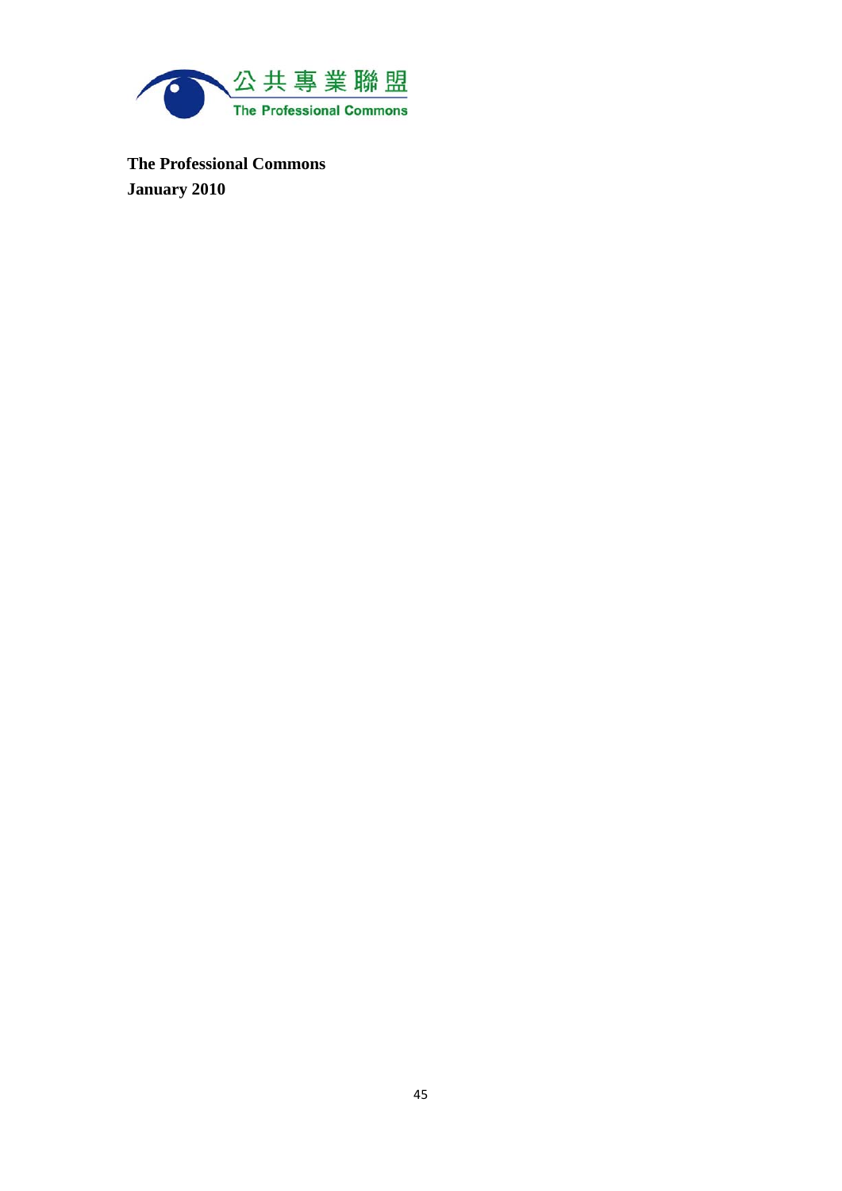公共專業聯盟
The Professional Commons

**The Professional Commons**
**January 2010**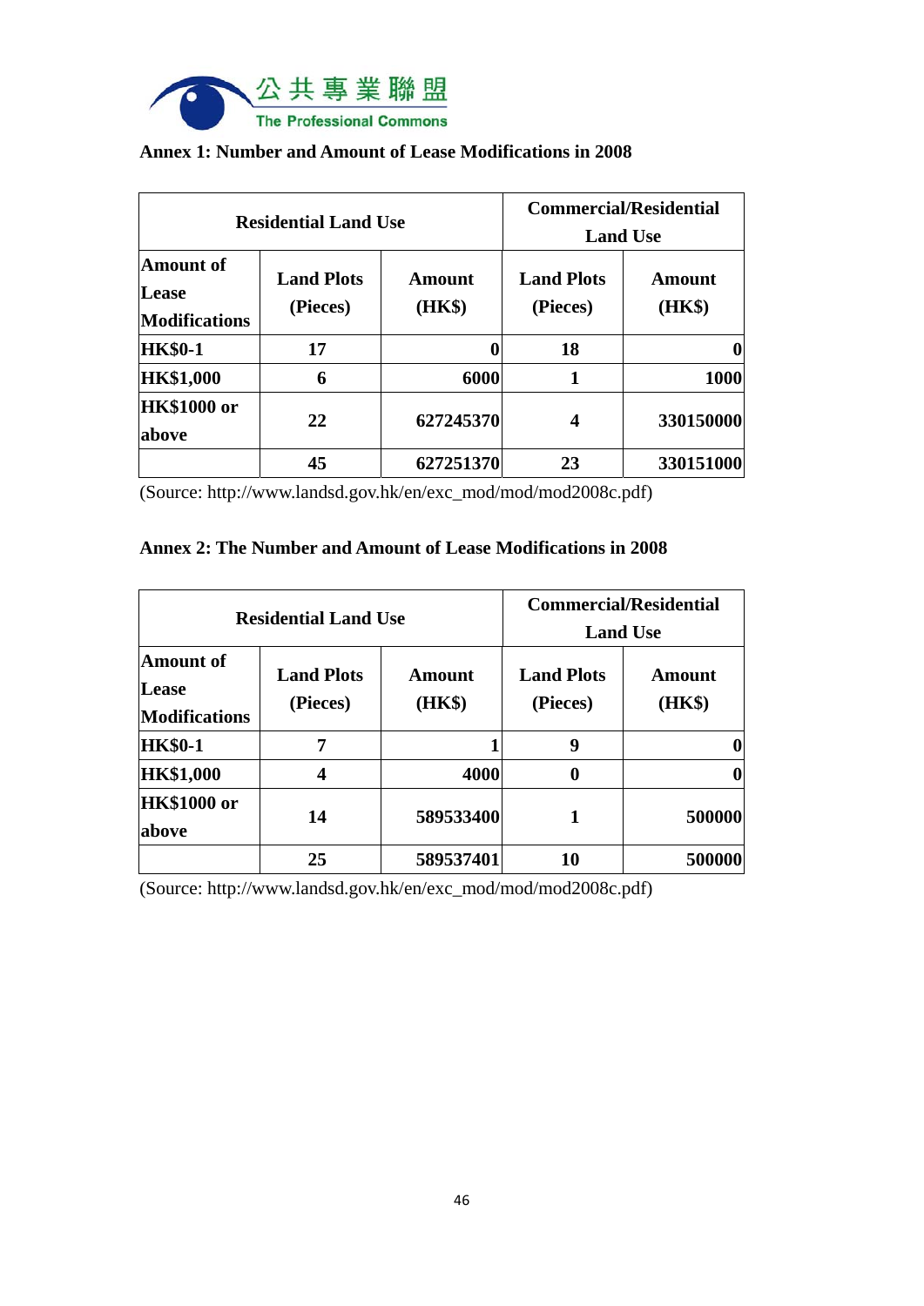**Annex 1: Number and Amount of Lease Modifications in 2008**

| Residential Land Use | | | Commercial/Residential Land Use | |
|---|---|---|---|---|
| Amount of Lease Modifications | Land Plots (Pieces) | Amount (HK$) | Land Plots (Pieces) | Amount (HK$) |
| HK$0-1 | 17 | 0 | 18 | 0 |
| HK$1,000 | 6 | 6000 | 1 | 1000 |
| HK$1000 or above | 22 | 627245370 | 4 | 330150000 |
| | 45 | 627251370 | 23 | 330151000 |

(Source: http://www.landsd.gov.hk/en/exc_mod/mod/mod2008c.pdf)

**Annex 2: The Number and Amount of Lease Modifications in 2008**

| Residential Land Use | | | Commercial/Residential Land Use | |
|---|---|---|---|---|
| Amount of Lease Modifications | Land Plots (Pieces) | Amount (HK$) | Land Plots (Pieces) | Amount (HK$) |
| HK$0-1 | 7 | 1 | 9 | 0 |
| HK$1,000 | 4 | 4000 | 0 | 0 |
| HK$1000 or above | 14 | 589533400 | 1 | 500000 |
| | 25 | 589537401 | 10 | 500000 |

(Source: http://www.landsd.gov.hk/en/exc_mod/mod/mod2008c.pdf)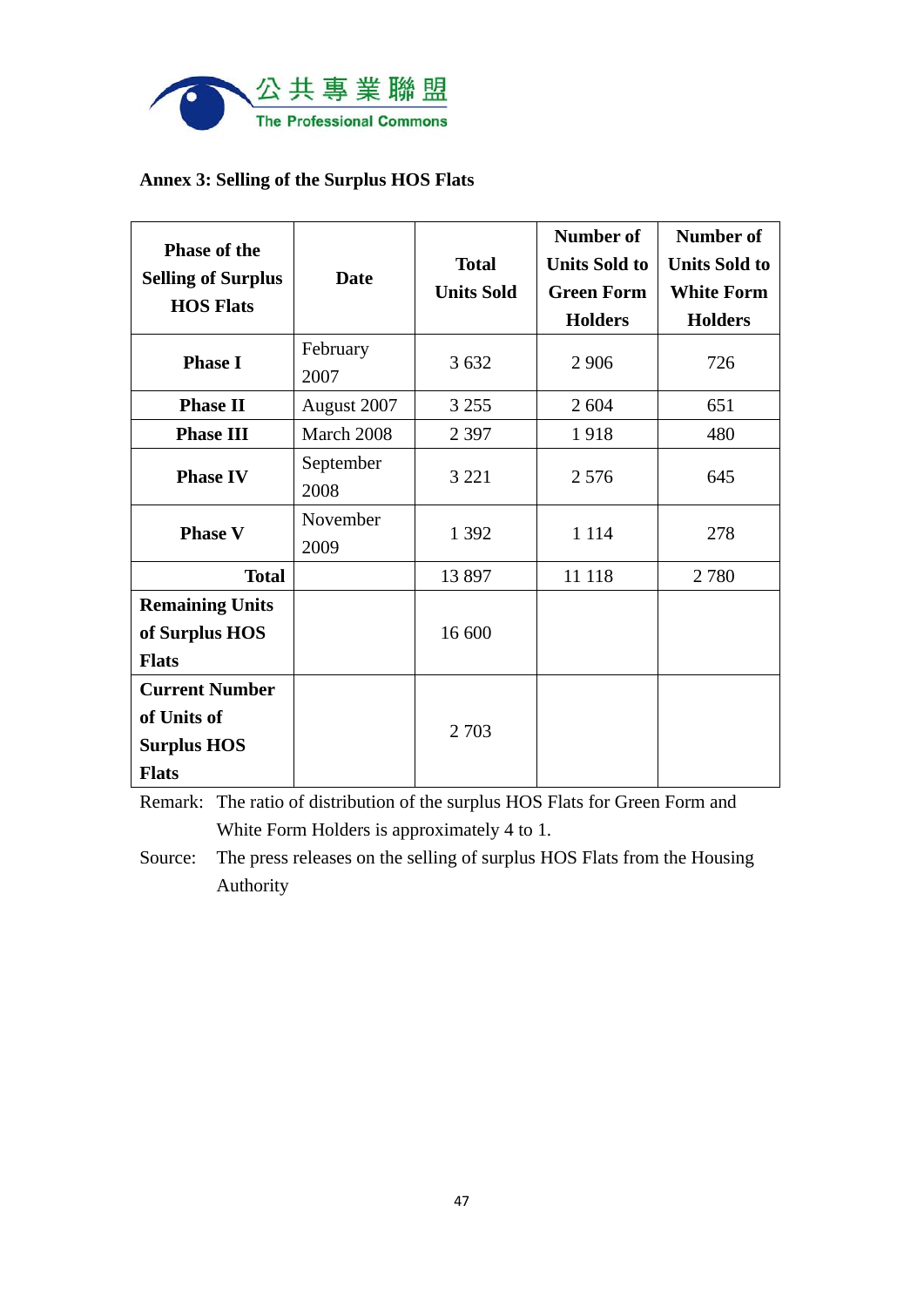**Annex 3: Selling of the Surplus HOS Flats**

| Phase of the Selling of Surplus HOS Flats | Date | Total Units Sold | Number of Units Sold to Green Form Holders | Number of Units Sold to White Form Holders |
|---|---|---|---|---|
| **Phase I** | February 2007 | 3 632 | 2 906 | 726 |
| **Phase II** | August 2007 | 3 255 | 2 604 | 651 |
| **Phase III** | March 2008 | 2 397 | 1 918 | 480 |
| **Phase IV** | September 2008 | 3 221 | 2 576 | 645 |
| **Phase V** | November 2009 | 1 392 | 1 114 | 278 |
| **Total** | | 13 897 | 11 118 | 2 780 |
| **Remaining Units of Surplus HOS Flats** | | 16 600 | | |
| **Current Number of Units of Surplus HOS Flats** | | 2 703 | | |

Remark: The ratio of distribution of the surplus HOS Flats for Green Form and White Form Holders is approximately 4 to 1.

Source: The press releases on the selling of surplus HOS Flats from the Housing Authority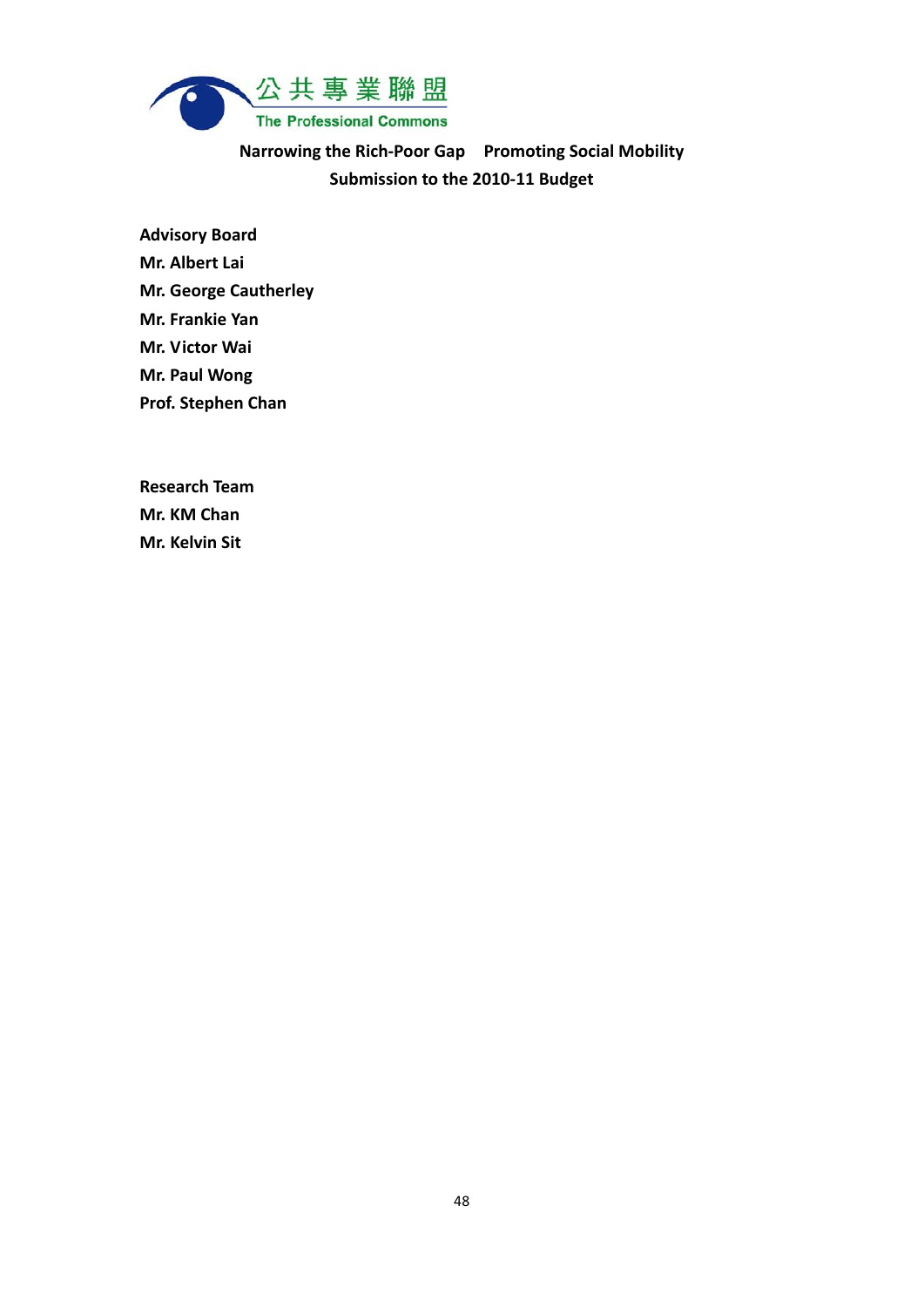公共專業聯盟
The Professional Commons

**Narrowing the Rich-Poor Gap    Promoting Social Mobility**
**Submission to the 2010-11 Budget**

**Advisory Board**
**Mr. Albert Lai**
**Mr. George Cautherley**
**Mr. Frankie Yan**
**Mr. Victor Wai**
**Mr. Paul Wong**
**Prof. Stephen Chan**

**Research Team**
**Mr. KM Chan**
**Mr. Kelvin Sit**